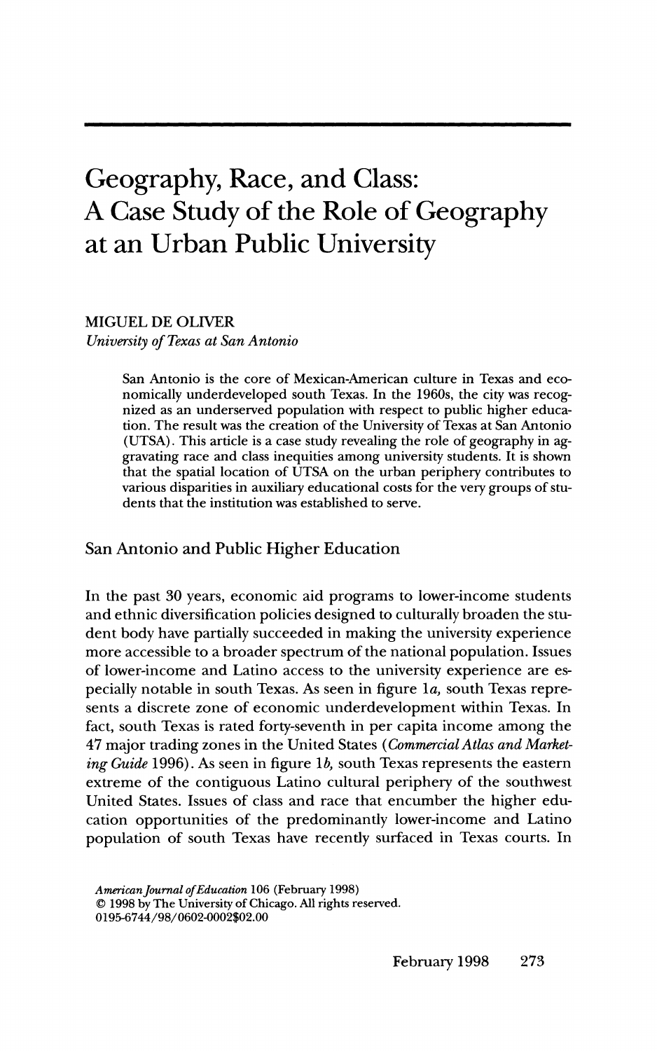# Geography, Race, and Class: A Case Study of the Role of Geography at an Urban Public University

MIGUEL DE OLIVER
*University of Texas at San Antonio*

San Antonio is the core of Mexican-American culture in Texas and economically underdeveloped south Texas. In the 1960s, the city was recognized as an underserved population with respect to public higher education. The result was the creation of the University of Texas at San Antonio (UTSA). This article is a case study revealing the role of geography in aggravating race and class inequities among university students. It is shown that the spatial location of UTSA on the urban periphery contributes to various disparities in auxiliary educational costs for the very groups of students that the institution was established to serve.

## San Antonio and Public Higher Education

In the past 30 years, economic aid programs to lower-income students and ethnic diversification policies designed to culturally broaden the student body have partially succeeded in making the university experience more accessible to a broader spectrum of the national population. Issues of lower-income and Latino access to the university experience are especially notable in south Texas. As seen in figure 1*a*, south Texas represents a discrete zone of economic underdevelopment within Texas. In fact, south Texas is rated forty-seventh in per capita income among the 47 major trading zones in the United States (*Commercial Atlas and Marketing Guide* 1996). As seen in figure 1*b*, south Texas represents the eastern extreme of the contiguous Latino cultural periphery of the southwest United States. Issues of class and race that encumber the higher education opportunities of the predominantly lower-income and Latino population of south Texas have recently surfaced in Texas courts. In

*American Journal of Education* 106 (February 1998)
© 1998 by The University of Chicago. All rights reserved.
0195-6744/98/0602-0002$02.00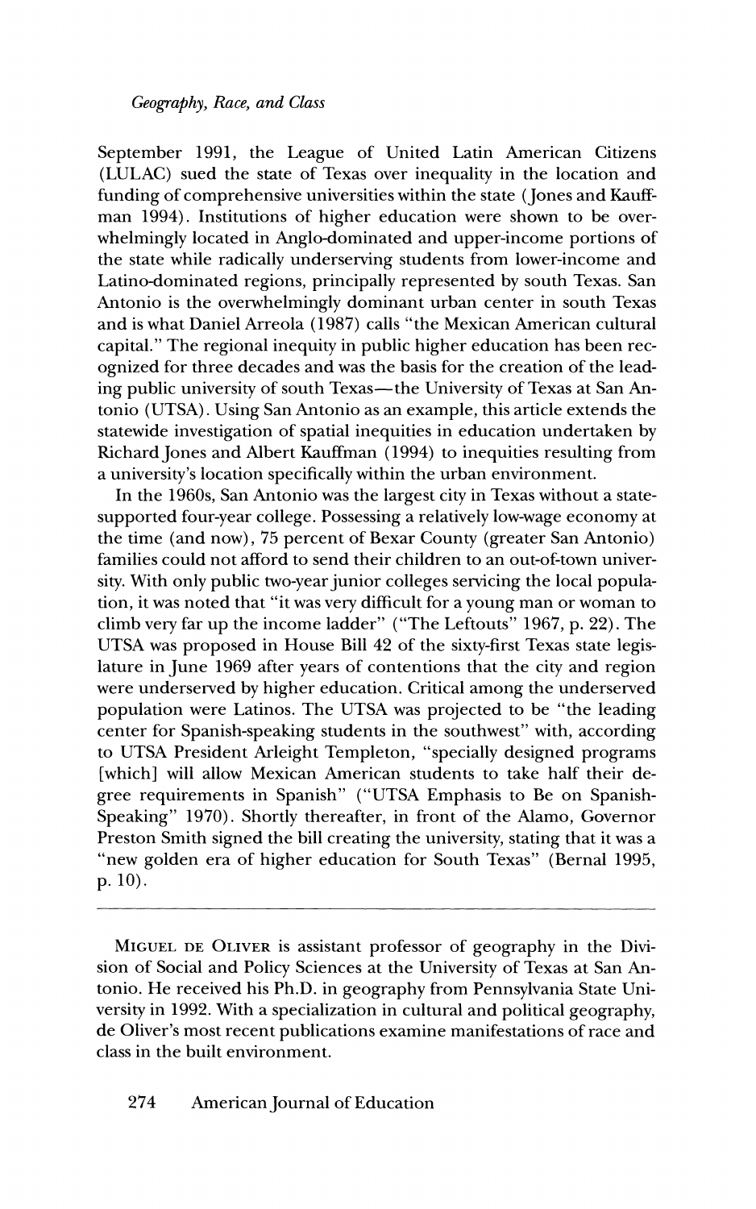September 1991, the League of United Latin American Citizens (LULAC) sued the state of Texas over inequality in the location and funding of comprehensive universities within the state (Jones and Kauffman 1994). Institutions of higher education were shown to be overwhelmingly located in Anglo-dominated and upper-income portions of the state while radically underserving students from lower-income and Latino-dominated regions, principally represented by south Texas. San Antonio is the overwhelmingly dominant urban center in south Texas and is what Daniel Arreola (1987) calls "the Mexican American cultural capital." The regional inequity in public higher education has been recognized for three decades and was the basis for the creation of the leading public university of south Texas—the University of Texas at San Antonio (UTSA). Using San Antonio as an example, this article extends the statewide investigation of spatial inequities in education undertaken by Richard Jones and Albert Kauffman (1994) to inequities resulting from a university's location specifically within the urban environment.

In the 1960s, San Antonio was the largest city in Texas without a state-supported four-year college. Possessing a relatively low-wage economy at the time (and now), 75 percent of Bexar County (greater San Antonio) families could not afford to send their children to an out-of-town university. With only public two-year junior colleges servicing the local population, it was noted that "it was very difficult for a young man or woman to climb very far up the income ladder" ("The Leftouts" 1967, p. 22). The UTSA was proposed in House Bill 42 of the sixty-first Texas state legislature in June 1969 after years of contentions that the city and region were underserved by higher education. Critical among the underserved population were Latinos. The UTSA was projected to be "the leading center for Spanish-speaking students in the southwest" with, according to UTSA President Arleight Templeton, "specially designed programs [which] will allow Mexican American students to take half their degree requirements in Spanish" ("UTSA Emphasis to Be on Spanish-Speaking" 1970). Shortly thereafter, in front of the Alamo, Governor Preston Smith signed the bill creating the university, stating that it was a "new golden era of higher education for South Texas" (Bernal 1995, p. 10).

---

MIGUEL DE OLIVER is assistant professor of geography in the Division of Social and Policy Sciences at the University of Texas at San Antonio. He received his Ph.D. in geography from Pennsylvania State University in 1992. With a specialization in cultural and political geography, de Oliver's most recent publications examine manifestations of race and class in the built environment.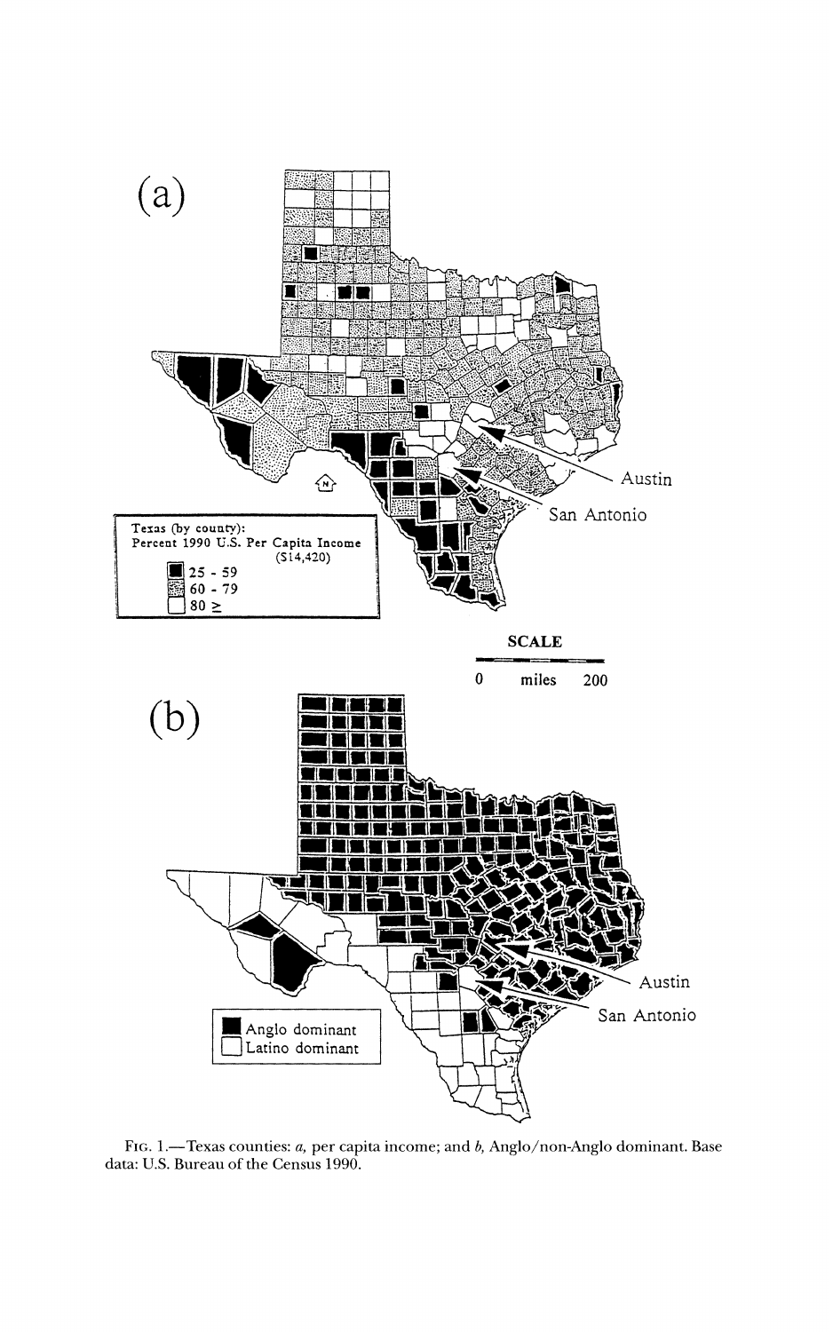FIG. 1.—Texas counties: *a*, per capita income; and *b*, Anglo/non-Anglo dominant. Base data: U.S. Bureau of the Census 1990.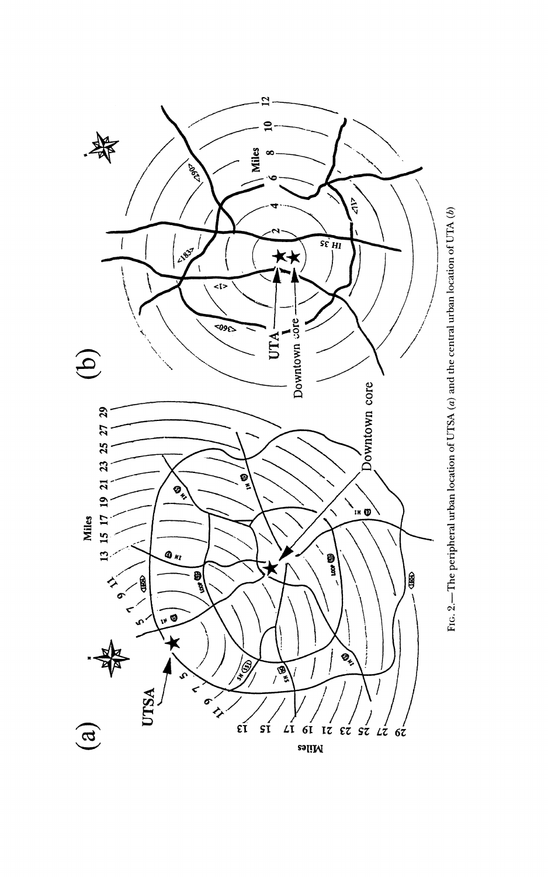FIG. 2.—The peripheral urban location of UTSA (*a*) and the central urban location of UTA (*b*)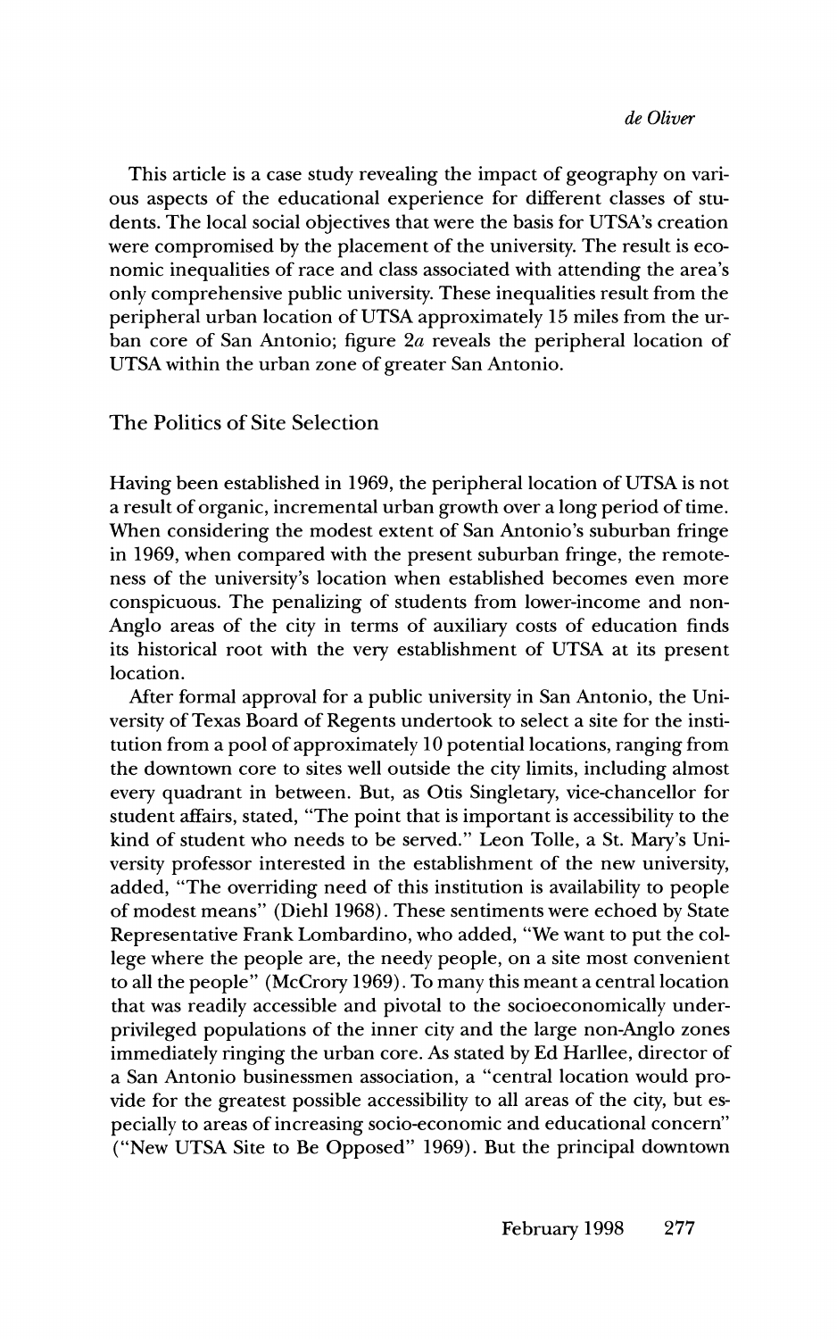This article is a case study revealing the impact of geography on various aspects of the educational experience for different classes of students. The local social objectives that were the basis for UTSA's creation were compromised by the placement of the university. The result is economic inequalities of race and class associated with attending the area's only comprehensive public university. These inequalities result from the peripheral urban location of UTSA approximately 15 miles from the urban core of San Antonio; figure 2*a* reveals the peripheral location of UTSA within the urban zone of greater San Antonio.

## The Politics of Site Selection

Having been established in 1969, the peripheral location of UTSA is not a result of organic, incremental urban growth over a long period of time. When considering the modest extent of San Antonio's suburban fringe in 1969, when compared with the present suburban fringe, the remoteness of the university's location when established becomes even more conspicuous. The penalizing of students from lower-income and non-Anglo areas of the city in terms of auxiliary costs of education finds its historical root with the very establishment of UTSA at its present location.

After formal approval for a public university in San Antonio, the University of Texas Board of Regents undertook to select a site for the institution from a pool of approximately 10 potential locations, ranging from the downtown core to sites well outside the city limits, including almost every quadrant in between. But, as Otis Singletary, vice-chancellor for student affairs, stated, "The point that is important is accessibility to the kind of student who needs to be served." Leon Tolle, a St. Mary's University professor interested in the establishment of the new university, added, "The overriding need of this institution is availability to people of modest means" (Diehl 1968). These sentiments were echoed by State Representative Frank Lombardino, who added, "We want to put the college where the people are, the needy people, on a site most convenient to all the people" (McCrory 1969). To many this meant a central location that was readily accessible and pivotal to the socioeconomically underprivileged populations of the inner city and the large non-Anglo zones immediately ringing the urban core. As stated by Ed Harllee, director of a San Antonio businessmen association, a "central location would provide for the greatest possible accessibility to all areas of the city, but especially to areas of increasing socio-economic and educational concern" ("New UTSA Site to Be Opposed" 1969). But the principal downtown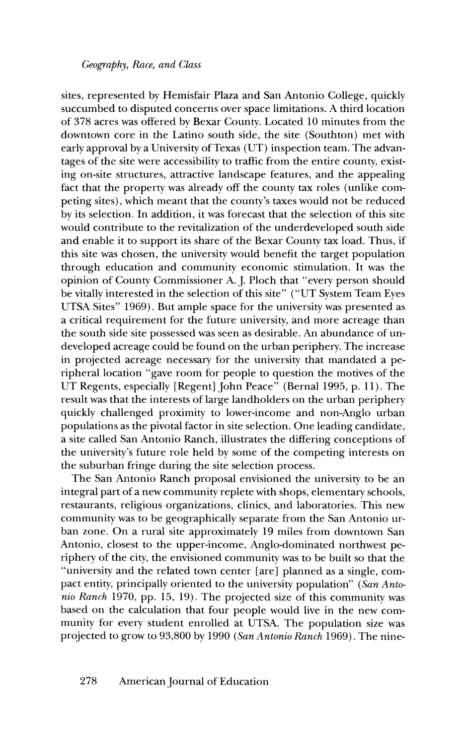sites, represented by Hemisfair Plaza and San Antonio College, quickly succumbed to disputed concerns over space limitations. A third location of 378 acres was offered by Bexar County. Located 10 minutes from the downtown core in the Latino south side, the site (Southton) met with early approval by a University of Texas (UT) inspection team. The advantages of the site were accessibility to traffic from the entire county, existing on-site structures, attractive landscape features, and the appealing fact that the property was already off the county tax roles (unlike competing sites), which meant that the county's taxes would not be reduced by its selection. In addition, it was forecast that the selection of this site would contribute to the revitalization of the underdeveloped south side and enable it to support its share of the Bexar County tax load. Thus, if this site was chosen, the university would benefit the target population through education and community economic stimulation. It was the opinion of County Commissioner A. J. Ploch that "every person should be vitally interested in the selection of this site" ("UT System Team Eyes UTSA Sites" 1969). But ample space for the university was presented as a critical requirement for the future university, and more acreage than the south side site possessed was seen as desirable. An abundance of undeveloped acreage could be found on the urban periphery. The increase in projected acreage necessary for the university that mandated a peripheral location "gave room for people to question the motives of the UT Regents, especially [Regent] John Peace" (Bernal 1995, p. 11). The result was that the interests of large landholders on the urban periphery quickly challenged proximity to lower-income and non-Anglo urban populations as the pivotal factor in site selection. One leading candidate, a site called San Antonio Ranch, illustrates the differing conceptions of the university's future role held by some of the competing interests on the suburban fringe during the site selection process.

The San Antonio Ranch proposal envisioned the university to be an integral part of a new community replete with shops, elementary schools, restaurants, religious organizations, clinics, and laboratories. This new community was to be geographically separate from the San Antonio urban zone. On a rural site approximately 19 miles from downtown San Antonio, closest to the upper-income, Anglo-dominated northwest periphery of the city, the envisioned community was to be built so that the "university and the related town center [are] planned as a single, compact entity, principally oriented to the university population" (*San Antonio Ranch* 1970, pp. 15, 19). The projected size of this community was based on the calculation that four people would live in the new community for every student enrolled at UTSA. The population size was projected to grow to 93,800 by 1990 (*San Antonio Ranch* 1969). The nine-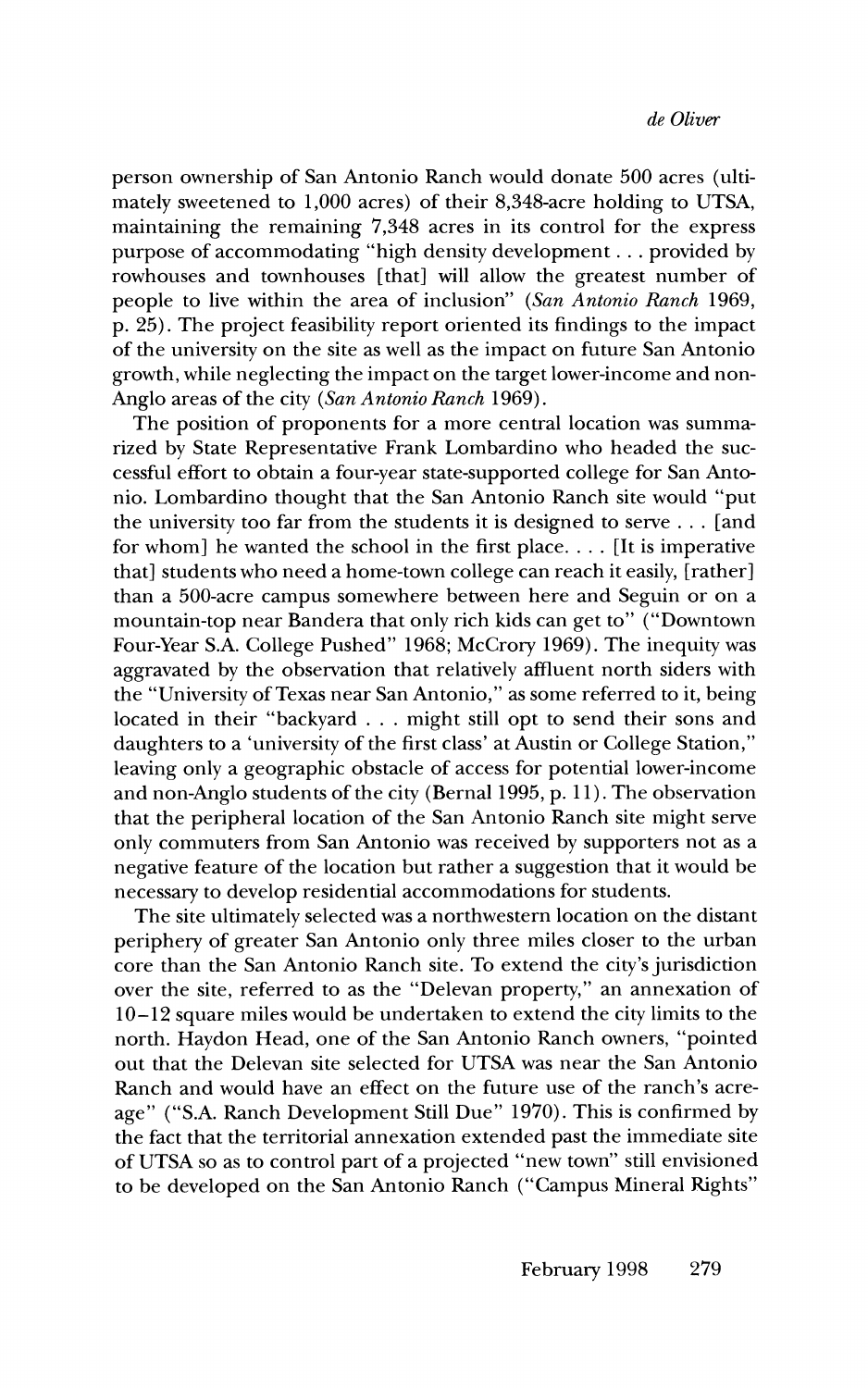person ownership of San Antonio Ranch would donate 500 acres (ultimately sweetened to 1,000 acres) of their 8,348-acre holding to UTSA, maintaining the remaining 7,348 acres in its control for the express purpose of accommodating "high density development . . . provided by rowhouses and townhouses [that] will allow the greatest number of people to live within the area of inclusion" (*San Antonio Ranch* 1969, p. 25). The project feasibility report oriented its findings to the impact of the university on the site as well as the impact on future San Antonio growth, while neglecting the impact on the target lower-income and non-Anglo areas of the city (*San Antonio Ranch* 1969).

The position of proponents for a more central location was summarized by State Representative Frank Lombardino who headed the successful effort to obtain a four-year state-supported college for San Antonio. Lombardino thought that the San Antonio Ranch site would "put the university too far from the students it is designed to serve . . . [and for whom] he wanted the school in the first place. . . . [It is imperative that] students who need a home-town college can reach it easily, [rather] than a 500-acre campus somewhere between here and Seguin or on a mountain-top near Bandera that only rich kids can get to" ("Downtown Four-Year S.A. College Pushed" 1968; McCrory 1969). The inequity was aggravated by the observation that relatively affluent north siders with the "University of Texas near San Antonio," as some referred to it, being located in their "backyard . . . might still opt to send their sons and daughters to a 'university of the first class' at Austin or College Station," leaving only a geographic obstacle of access for potential lower-income and non-Anglo students of the city (Bernal 1995, p. 11). The observation that the peripheral location of the San Antonio Ranch site might serve only commuters from San Antonio was received by supporters not as a negative feature of the location but rather a suggestion that it would be necessary to develop residential accommodations for students.

The site ultimately selected was a northwestern location on the distant periphery of greater San Antonio only three miles closer to the urban core than the San Antonio Ranch site. To extend the city's jurisdiction over the site, referred to as the "Delevan property," an annexation of 10–12 square miles would be undertaken to extend the city limits to the north. Haydon Head, one of the San Antonio Ranch owners, "pointed out that the Delevan site selected for UTSA was near the San Antonio Ranch and would have an effect on the future use of the ranch's acreage" ("S.A. Ranch Development Still Due" 1970). This is confirmed by the fact that the territorial annexation extended past the immediate site of UTSA so as to control part of a projected "new town" still envisioned to be developed on the San Antonio Ranch ("Campus Mineral Rights"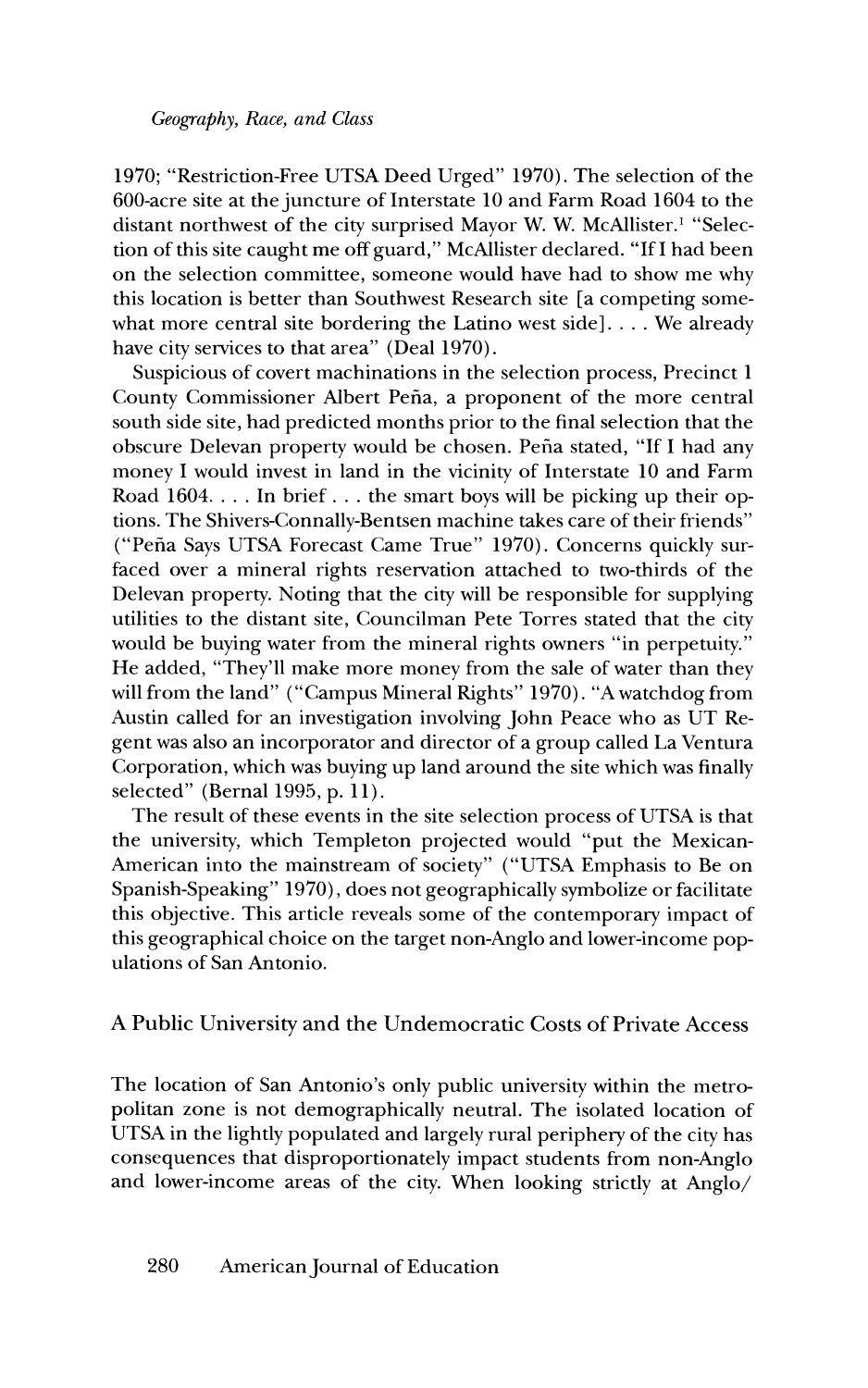1970; "Restriction-Free UTSA Deed Urged" 1970). The selection of the 600-acre site at the juncture of Interstate 10 and Farm Road 1604 to the distant northwest of the city surprised Mayor W. W. McAllister.[1] "Selection of this site caught me off guard," McAllister declared. "If I had been on the selection committee, someone would have had to show me why this location is better than Southwest Research site [a competing somewhat more central site bordering the Latino west side]. . . . We already have city services to that area" (Deal 1970).

Suspicious of covert machinations in the selection process, Precinct 1 County Commissioner Albert Peña, a proponent of the more central south side site, had predicted months prior to the final selection that the obscure Delevan property would be chosen. Peña stated, "If I had any money I would invest in land in the vicinity of Interstate 10 and Farm Road 1604. . . . In brief . . . the smart boys will be picking up their options. The Shivers-Connally-Bentsen machine takes care of their friends" ("Peña Says UTSA Forecast Came True" 1970). Concerns quickly surfaced over a mineral rights reservation attached to two-thirds of the Delevan property. Noting that the city will be responsible for supplying utilities to the distant site, Councilman Pete Torres stated that the city would be buying water from the mineral rights owners "in perpetuity." He added, "They'll make more money from the sale of water than they will from the land" ("Campus Mineral Rights" 1970). "A watchdog from Austin called for an investigation involving John Peace who as UT Regent was also an incorporator and director of a group called La Ventura Corporation, which was buying up land around the site which was finally selected" (Bernal 1995, p. 11).

The result of these events in the site selection process of UTSA is that the university, which Templeton projected would "put the Mexican-American into the mainstream of society" ("UTSA Emphasis to Be on Spanish-Speaking" 1970), does not geographically symbolize or facilitate this objective. This article reveals some of the contemporary impact of this geographical choice on the target non-Anglo and lower-income populations of San Antonio.

## A Public University and the Undemocratic Costs of Private Access

The location of San Antonio's only public university within the metropolitan zone is not demographically neutral. The isolated location of UTSA in the lightly populated and largely rural periphery of the city has consequences that disproportionately impact students from non-Anglo and lower-income areas of the city. When looking strictly at Anglo/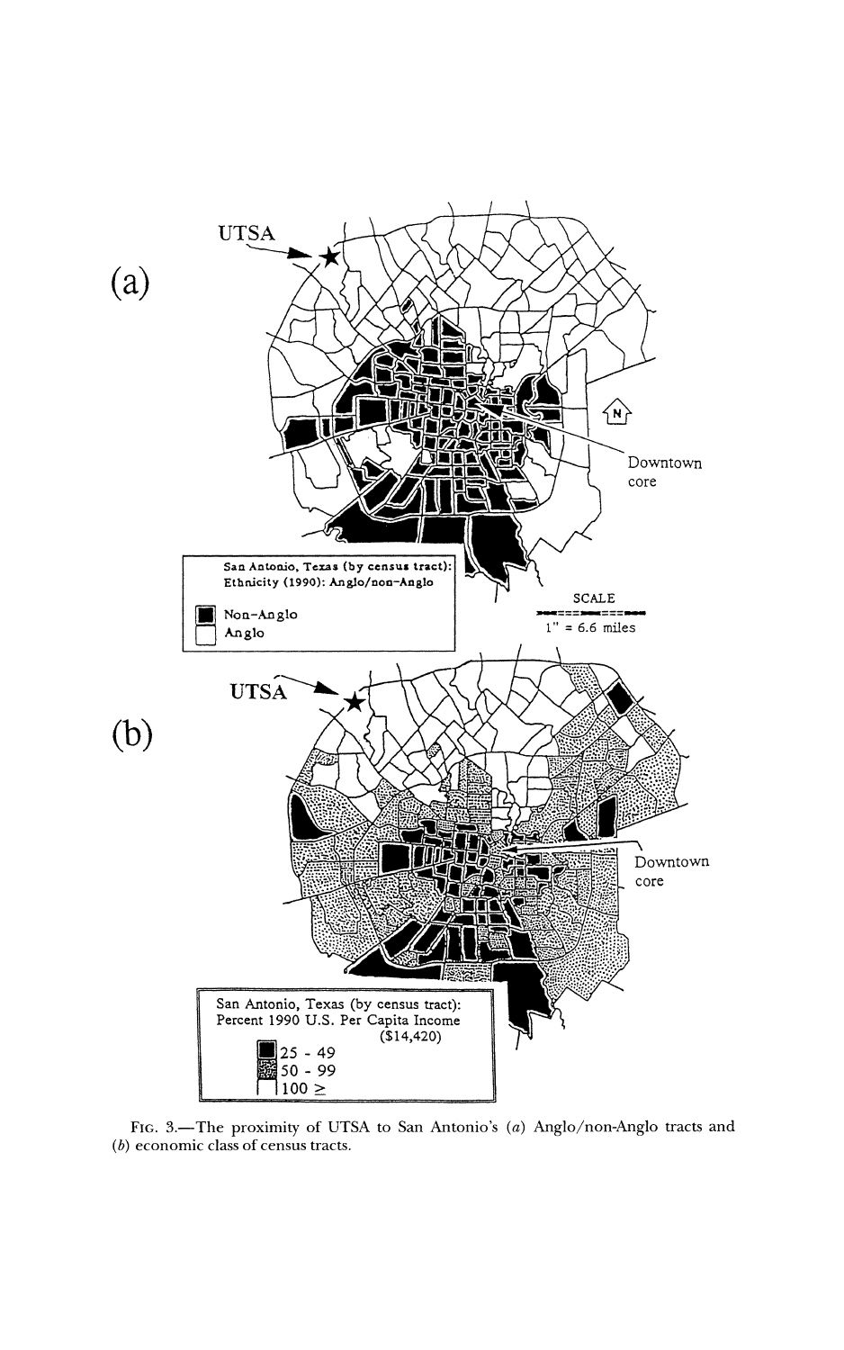FIG. 3.—The proximity of UTSA to San Antonio's (*a*) Anglo/non-Anglo tracts and (*b*) economic class of census tracts.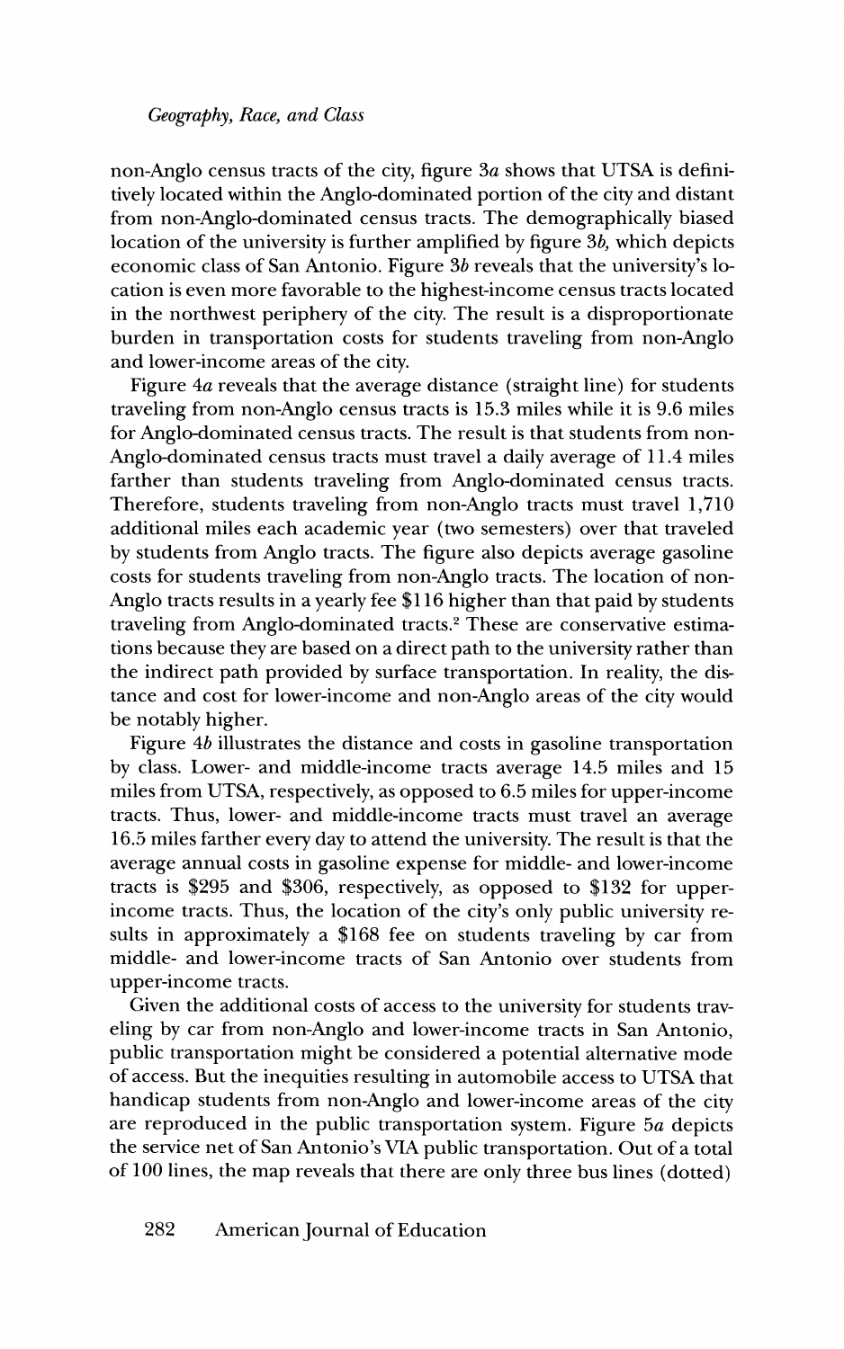non-Anglo census tracts of the city, figure 3*a* shows that UTSA is definitively located within the Anglo-dominated portion of the city and distant from non-Anglo-dominated census tracts. The demographically biased location of the university is further amplified by figure 3*b*, which depicts economic class of San Antonio. Figure 3*b* reveals that the university's location is even more favorable to the highest-income census tracts located in the northwest periphery of the city. The result is a disproportionate burden in transportation costs for students traveling from non-Anglo and lower-income areas of the city.

Figure 4*a* reveals that the average distance (straight line) for students traveling from non-Anglo census tracts is 15.3 miles while it is 9.6 miles for Anglo-dominated census tracts. The result is that students from non-Anglo-dominated census tracts must travel a daily average of 11.4 miles farther than students traveling from Anglo-dominated census tracts. Therefore, students traveling from non-Anglo tracts must travel 1,710 additional miles each academic year (two semesters) over that traveled by students from Anglo tracts. The figure also depicts average gasoline costs for students traveling from non-Anglo tracts. The location of non-Anglo tracts results in a yearly fee $116 higher than that paid by students traveling from Anglo-dominated tracts.[2] These are conservative estimations because they are based on a direct path to the university rather than the indirect path provided by surface transportation. In reality, the distance and cost for lower-income and non-Anglo areas of the city would be notably higher.

Figure 4*b* illustrates the distance and costs in gasoline transportation by class. Lower- and middle-income tracts average 14.5 miles and 15 miles from UTSA, respectively, as opposed to 6.5 miles for upper-income tracts. Thus, lower- and middle-income tracts must travel an average 16.5 miles farther every day to attend the university. The result is that the average annual costs in gasoline expense for middle- and lower-income tracts is $295 and $306, respectively, as opposed to $132 for upper-income tracts. Thus, the location of the city's only public university results in approximately a $168 fee on students traveling by car from middle- and lower-income tracts of San Antonio over students from upper-income tracts.

Given the additional costs of access to the university for students traveling by car from non-Anglo and lower-income tracts in San Antonio, public transportation might be considered a potential alternative mode of access. But the inequities resulting in automobile access to UTSA that handicap students from non-Anglo and lower-income areas of the city are reproduced in the public transportation system. Figure 5*a* depicts the service net of San Antonio's VIA public transportation. Out of a total of 100 lines, the map reveals that there are only three bus lines (dotted)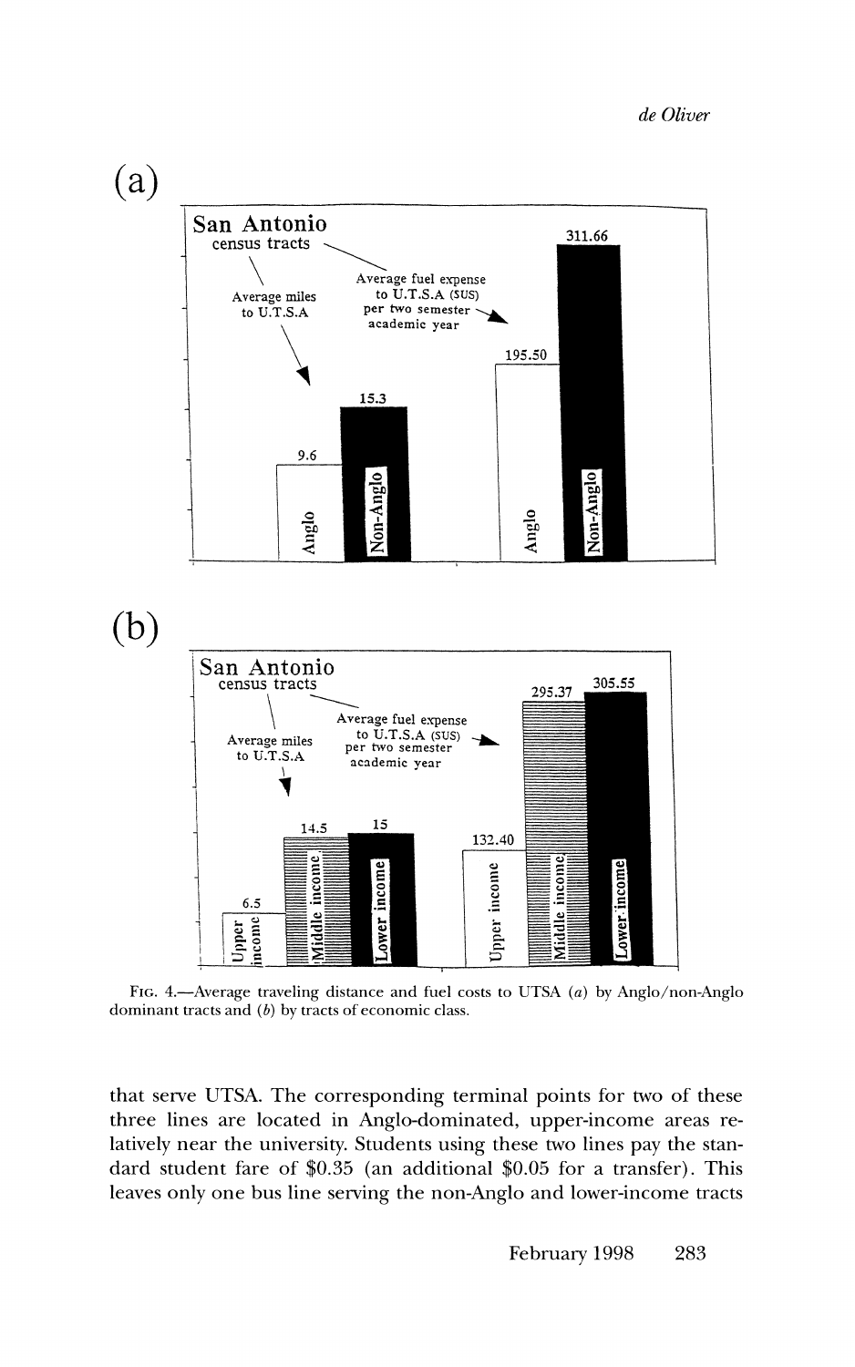(a)

San Antonio census tracts

| | Anglo | Non-Anglo |
|---|---|---|
| Average miles to U.T.S.A | 9.6 | 15.3 |
| Average fuel expense to U.T.S.A ($US) per two semester academic year | 195.50 | 311.66 |

(b)

San Antonio census tracts

| | Upper income | Middle income | Lower income |
|---|---|---|---|
| Average miles to U.T.S.A | 6.5 | 14.5 | 15 |
| Average fuel expense to U.T.S.A ($US) per two semester academic year | 132.40 | 295.37 | 305.55 |

FIG. 4.—Average traveling distance and fuel costs to UTSA (*a*) by Anglo/non-Anglo dominant tracts and (*b*) by tracts of economic class.

that serve UTSA. The corresponding terminal points for two of these three lines are located in Anglo-dominated, upper-income areas relatively near the university. Students using these two lines pay the standard student fare of $0.35 (an additional $0.05 for a transfer). This leaves only one bus line serving the non-Anglo and lower-income tracts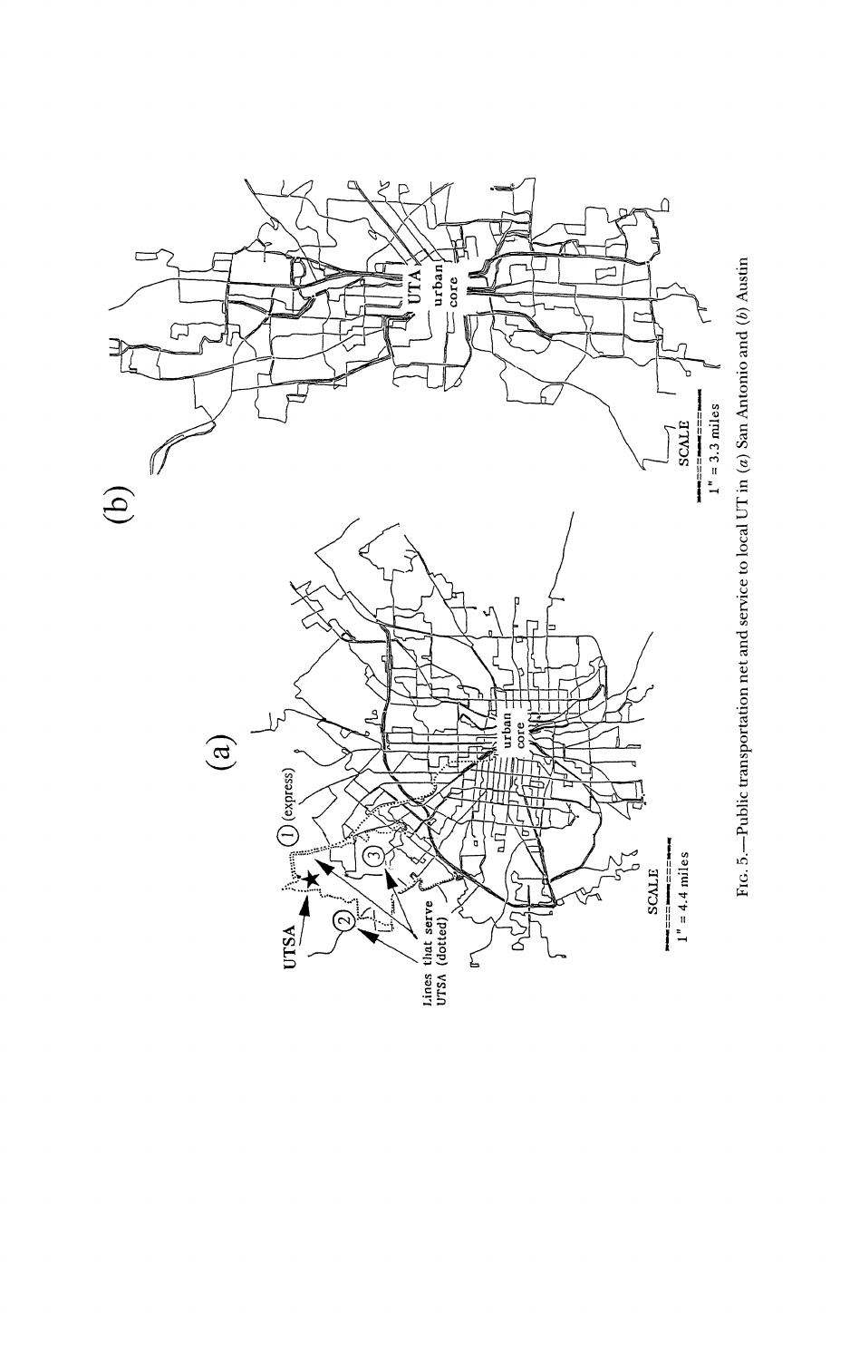FIG. 5.—Public transportation net and service to local UT in (*a*) San Antonio and (*b*) Austin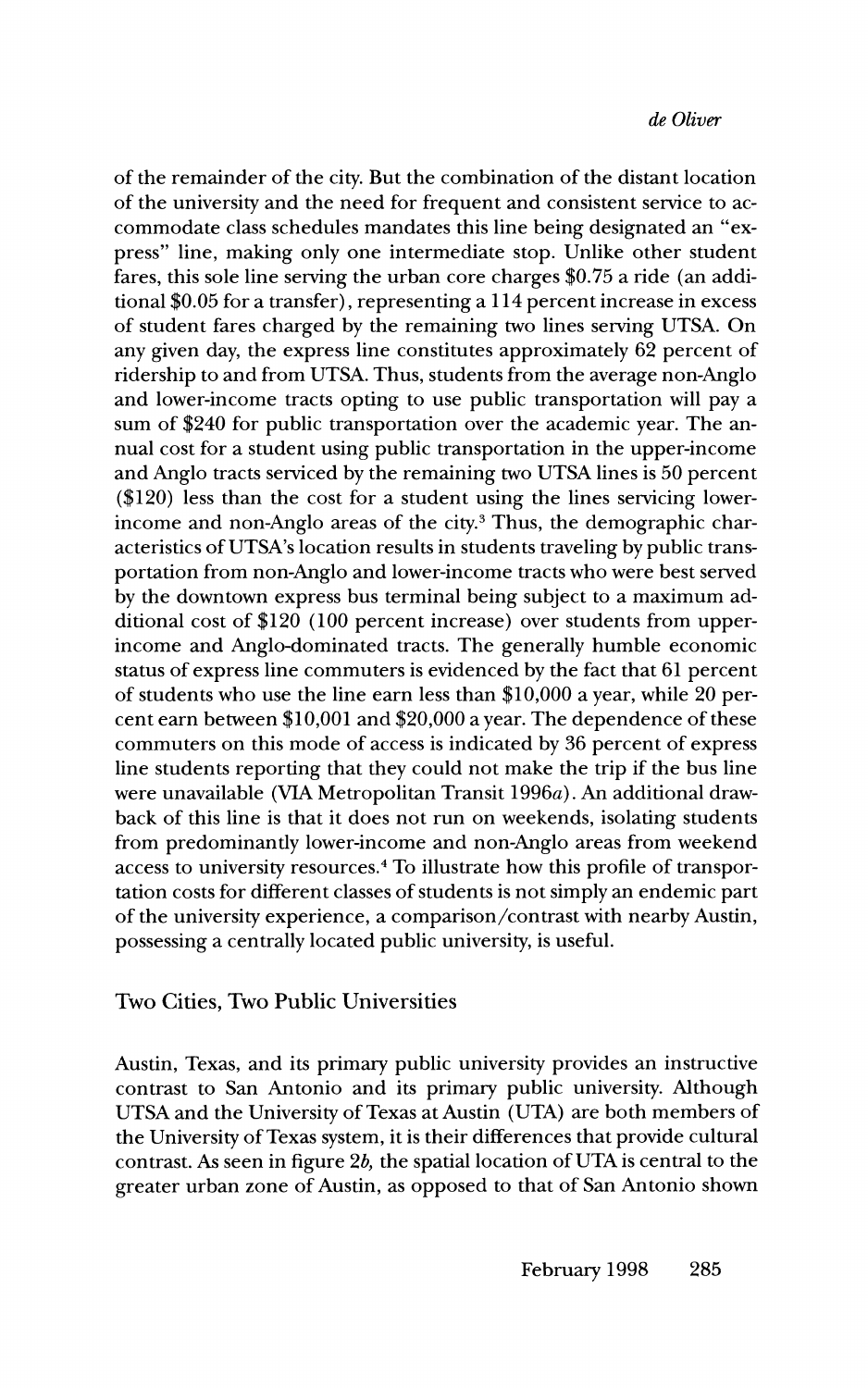of the remainder of the city. But the combination of the distant location of the university and the need for frequent and consistent service to accommodate class schedules mandates this line being designated an "express" line, making only one intermediate stop. Unlike other student fares, this sole line serving the urban core charges $0.75 a ride (an additional $0.05 for a transfer), representing a 114 percent increase in excess of student fares charged by the remaining two lines serving UTSA. On any given day, the express line constitutes approximately 62 percent of ridership to and from UTSA. Thus, students from the average non-Anglo and lower-income tracts opting to use public transportation will pay a sum of $240 for public transportation over the academic year. The annual cost for a student using public transportation in the upper-income and Anglo tracts serviced by the remaining two UTSA lines is 50 percent ($120) less than the cost for a student using the lines servicing lower-income and non-Anglo areas of the city.[3] Thus, the demographic characteristics of UTSA's location results in students traveling by public transportation from non-Anglo and lower-income tracts who were best served by the downtown express bus terminal being subject to a maximum additional cost of $120 (100 percent increase) over students from upper-income and Anglo-dominated tracts. The generally humble economic status of express line commuters is evidenced by the fact that 61 percent of students who use the line earn less than $10,000 a year, while 20 percent earn between $10,001 and $20,000 a year. The dependence of these commuters on this mode of access is indicated by 36 percent of express line students reporting that they could not make the trip if the bus line were unavailable (VIA Metropolitan Transit 1996*a*). An additional drawback of this line is that it does not run on weekends, isolating students from predominantly lower-income and non-Anglo areas from weekend access to university resources.[4] To illustrate how this profile of transportation costs for different classes of students is not simply an endemic part of the university experience, a comparison/contrast with nearby Austin, possessing a centrally located public university, is useful.

## Two Cities, Two Public Universities

Austin, Texas, and its primary public university provides an instructive contrast to San Antonio and its primary public university. Although UTSA and the University of Texas at Austin (UTA) are both members of the University of Texas system, it is their differences that provide cultural contrast. As seen in figure 2*b*, the spatial location of UTA is central to the greater urban zone of Austin, as opposed to that of San Antonio shown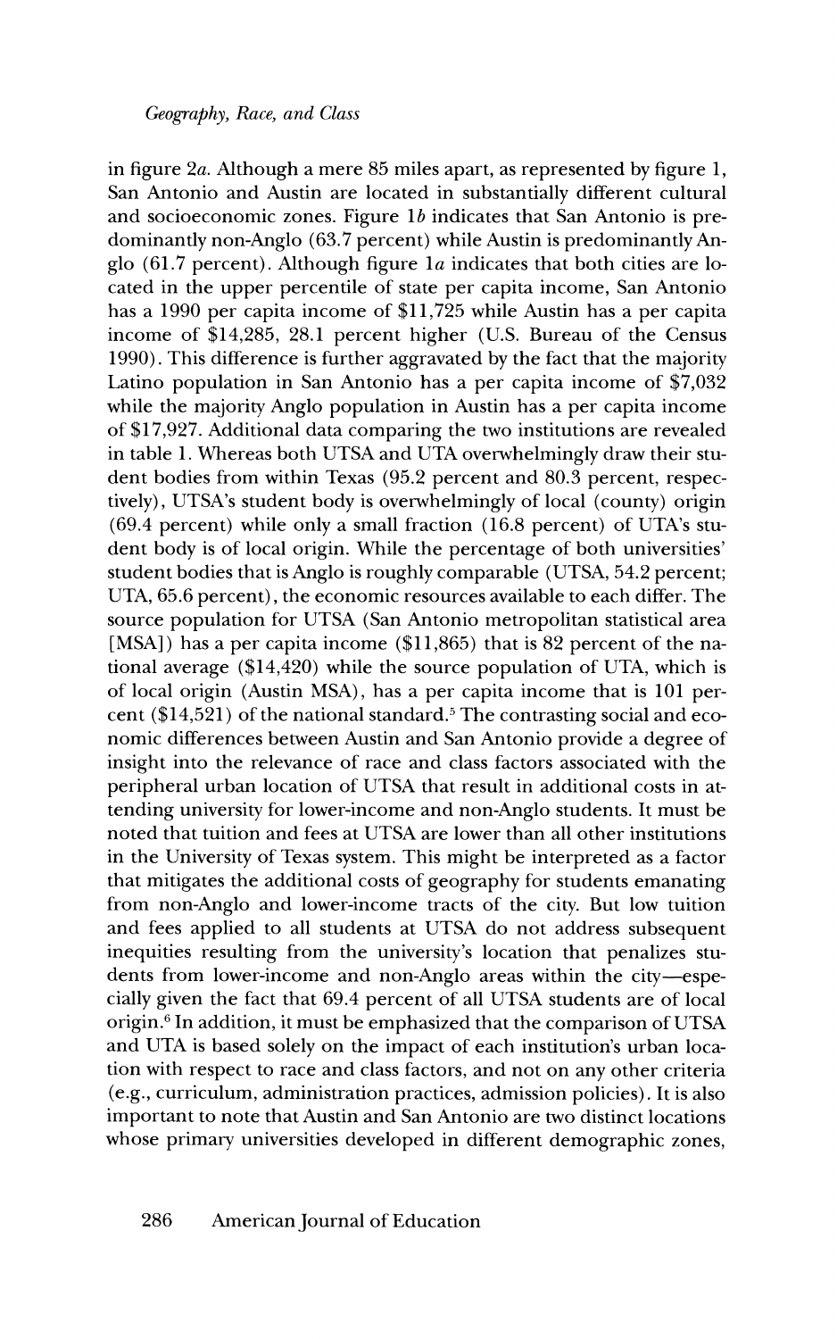in figure 2*a*. Although a mere 85 miles apart, as represented by figure 1, San Antonio and Austin are located in substantially different cultural and socioeconomic zones. Figure 1*b* indicates that San Antonio is predominantly non-Anglo (63.7 percent) while Austin is predominantly Anglo (61.7 percent). Although figure 1*a* indicates that both cities are located in the upper percentile of state per capita income, San Antonio has a 1990 per capita income of $11,725 while Austin has a per capita income of $14,285, 28.1 percent higher (U.S. Bureau of the Census 1990). This difference is further aggravated by the fact that the majority Latino population in San Antonio has a per capita income of $7,032 while the majority Anglo population in Austin has a per capita income of $17,927. Additional data comparing the two institutions are revealed in table 1. Whereas both UTSA and UTA overwhelmingly draw their student bodies from within Texas (95.2 percent and 80.3 percent, respectively), UTSA's student body is overwhelmingly of local (county) origin (69.4 percent) while only a small fraction (16.8 percent) of UTA's student body is of local origin. While the percentage of both universities' student bodies that is Anglo is roughly comparable (UTSA, 54.2 percent; UTA, 65.6 percent), the economic resources available to each differ. The source population for UTSA (San Antonio metropolitan statistical area [MSA]) has a per capita income ($11,865) that is 82 percent of the national average ($14,420) while the source population of UTA, which is of local origin (Austin MSA), has a per capita income that is 101 percent ($14,521) of the national standard.[5] The contrasting social and economic differences between Austin and San Antonio provide a degree of insight into the relevance of race and class factors associated with the peripheral urban location of UTSA that result in additional costs in attending university for lower-income and non-Anglo students. It must be noted that tuition and fees at UTSA are lower than all other institutions in the University of Texas system. This might be interpreted as a factor that mitigates the additional costs of geography for students emanating from non-Anglo and lower-income tracts of the city. But low tuition and fees applied to all students at UTSA do not address subsequent inequities resulting from the university's location that penalizes students from lower-income and non-Anglo areas within the city—especially given the fact that 69.4 percent of all UTSA students are of local origin.[6] In addition, it must be emphasized that the comparison of UTSA and UTA is based solely on the impact of each institution's urban location with respect to race and class factors, and not on any other criteria (e.g., curriculum, administration practices, admission policies). It is also important to note that Austin and San Antonio are two distinct locations whose primary universities developed in different demographic zones,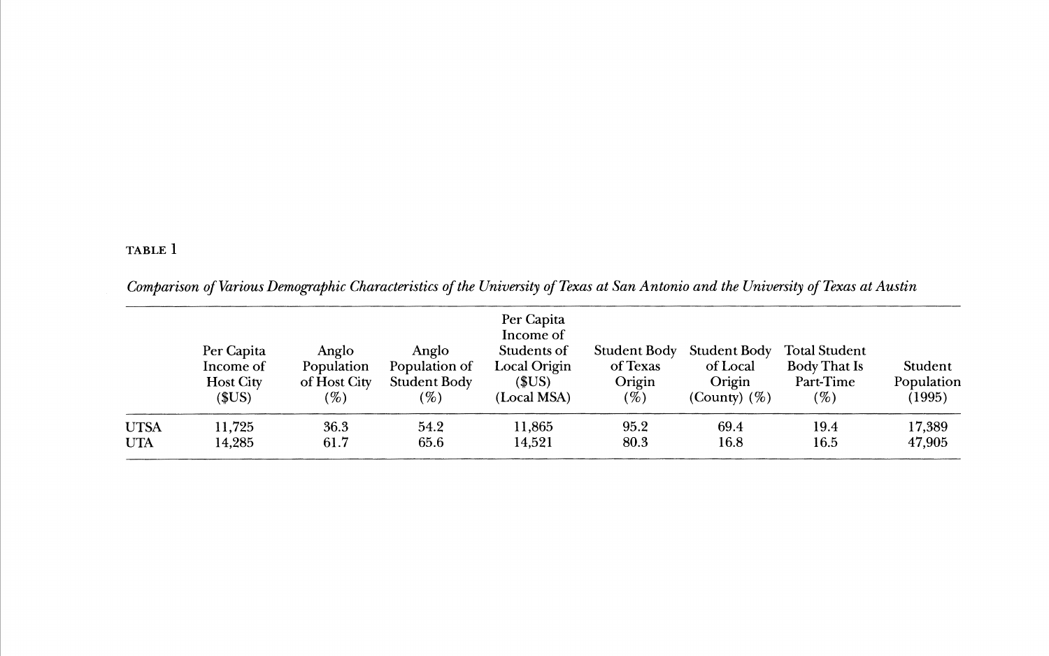TABLE 1

*Comparison of Various Demographic Characteristics of the University of Texas at San Antonio and the University of Texas at Austin*

| | Per Capita Income of Host City ($US) | Anglo Population of Host City (%) | Anglo Population of Student Body (%) | Per Capita Income of Students of Local Origin ($US) (Local MSA) | Student Body of Texas Origin (%) | Student Body of Local Origin (County) (%) | Total Student Body That Is Part-Time (%) | Student Population (1995) |
|---|---|---|---|---|---|---|---|---|
| UTSA | 11,725 | 36.3 | 54.2 | 11,865 | 95.2 | 69.4 | 19.4 | 17,389 |
| UTA | 14,285 | 61.7 | 65.6 | 14,521 | 80.3 | 16.8 | 16.5 | 47,905 |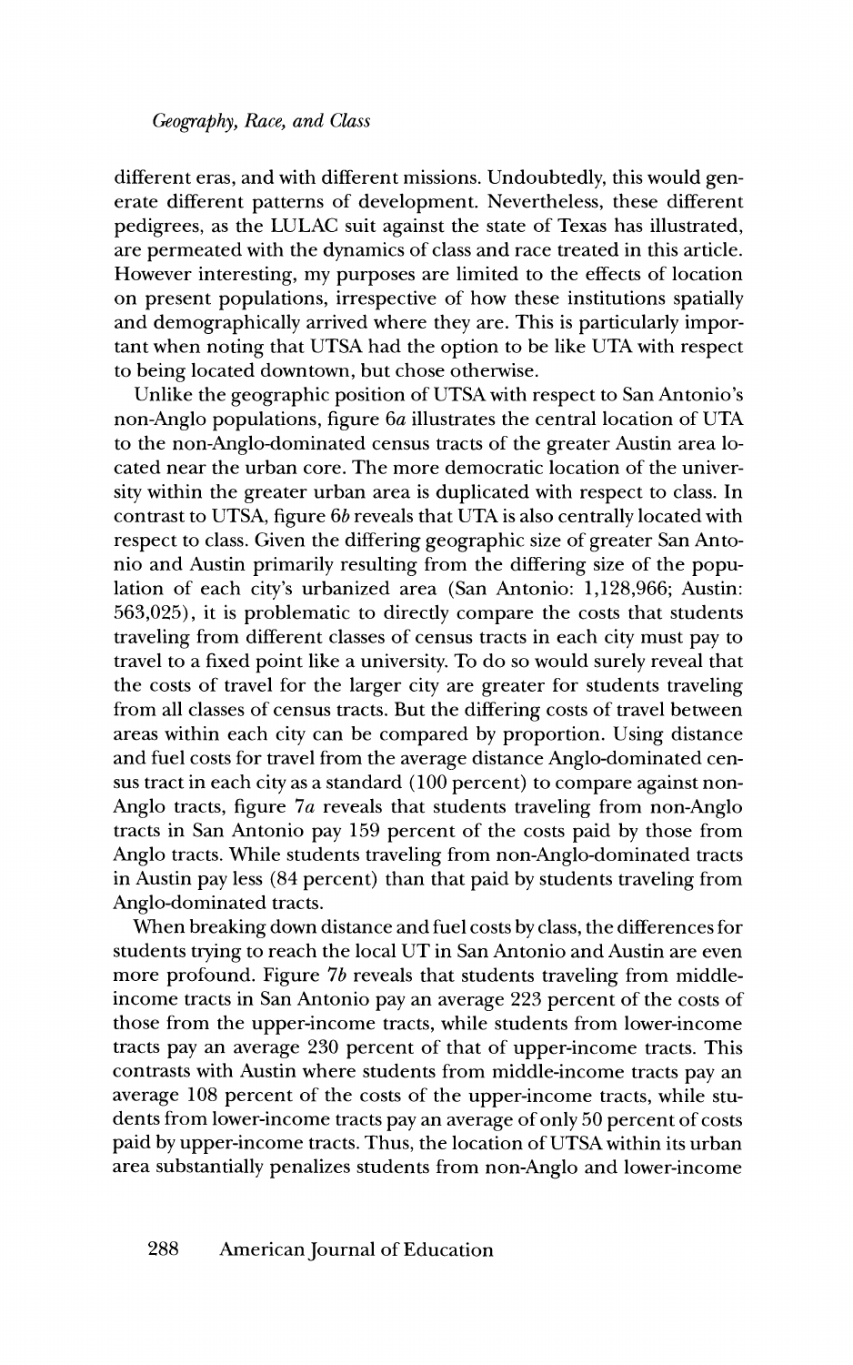different eras, and with different missions. Undoubtedly, this would generate different patterns of development. Nevertheless, these different pedigrees, as the LULAC suit against the state of Texas has illustrated, are permeated with the dynamics of class and race treated in this article. However interesting, my purposes are limited to the effects of location on present populations, irrespective of how these institutions spatially and demographically arrived where they are. This is particularly important when noting that UTSA had the option to be like UTA with respect to being located downtown, but chose otherwise.

Unlike the geographic position of UTSA with respect to San Antonio's non-Anglo populations, figure 6*a* illustrates the central location of UTA to the non-Anglo-dominated census tracts of the greater Austin area located near the urban core. The more democratic location of the university within the greater urban area is duplicated with respect to class. In contrast to UTSA, figure 6*b* reveals that UTA is also centrally located with respect to class. Given the differing geographic size of greater San Antonio and Austin primarily resulting from the differing size of the population of each city's urbanized area (San Antonio: 1,128,966; Austin: 563,025), it is problematic to directly compare the costs that students traveling from different classes of census tracts in each city must pay to travel to a fixed point like a university. To do so would surely reveal that the costs of travel for the larger city are greater for students traveling from all classes of census tracts. But the differing costs of travel between areas within each city can be compared by proportion. Using distance and fuel costs for travel from the average distance Anglo-dominated census tract in each city as a standard (100 percent) to compare against non-Anglo tracts, figure 7*a* reveals that students traveling from non-Anglo tracts in San Antonio pay 159 percent of the costs paid by those from Anglo tracts. While students traveling from non-Anglo-dominated tracts in Austin pay less (84 percent) than that paid by students traveling from Anglo-dominated tracts.

When breaking down distance and fuel costs by class, the differences for students trying to reach the local UT in San Antonio and Austin are even more profound. Figure 7*b* reveals that students traveling from middle-income tracts in San Antonio pay an average 223 percent of the costs of those from the upper-income tracts, while students from lower-income tracts pay an average 230 percent of that of upper-income tracts. This contrasts with Austin where students from middle-income tracts pay an average 108 percent of the costs of the upper-income tracts, while students from lower-income tracts pay an average of only 50 percent of costs paid by upper-income tracts. Thus, the location of UTSA within its urban area substantially penalizes students from non-Anglo and lower-income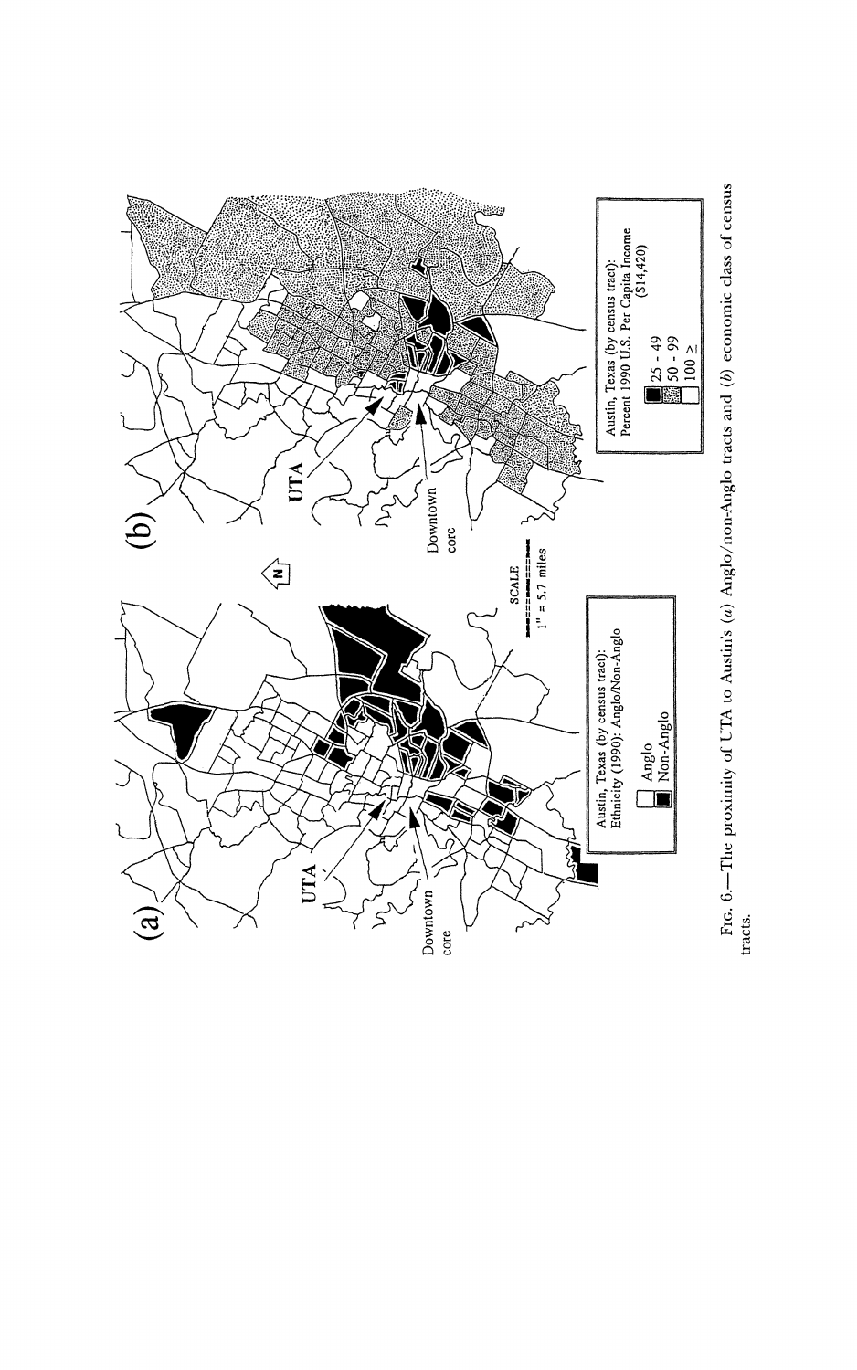Fig. 6.—The proximity of UTA to Austin's (*a*) Anglo/non-Anglo tracts and (*b*) economic class of census tracts.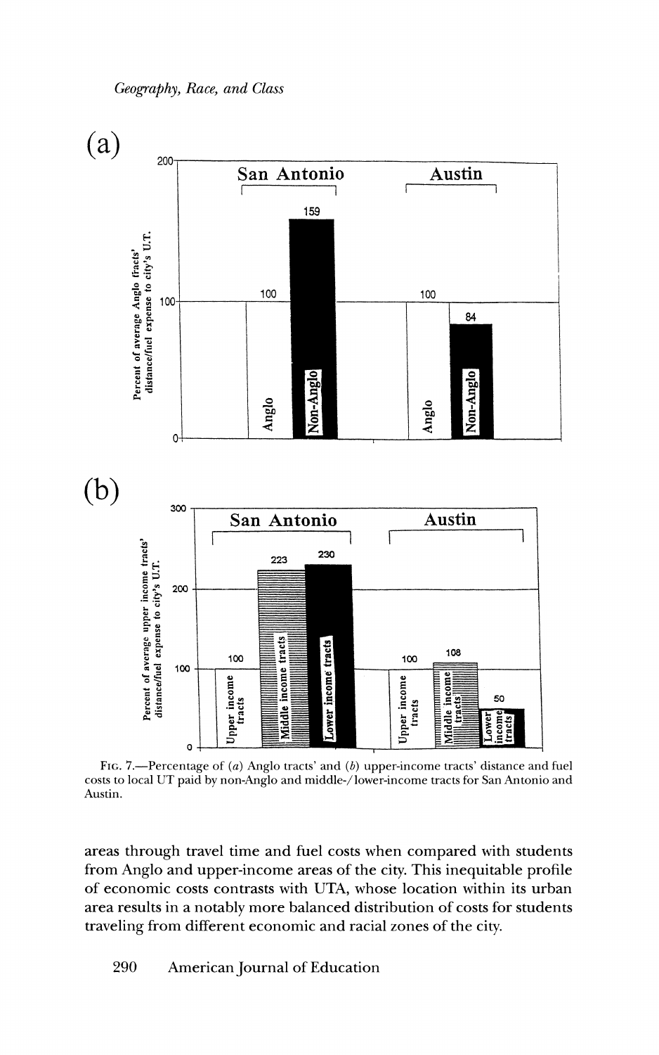FIG. 7.—Percentage of (*a*) Anglo tracts' and (*b*) upper-income tracts' distance and fuel costs to local UT paid by non-Anglo and middle-/lower-income tracts for San Antonio and Austin.

areas through travel time and fuel costs when compared with students from Anglo and upper-income areas of the city. This inequitable profile of economic costs contrasts with UTA, whose location within its urban area results in a notably more balanced distribution of costs for students traveling from different economic and racial zones of the city.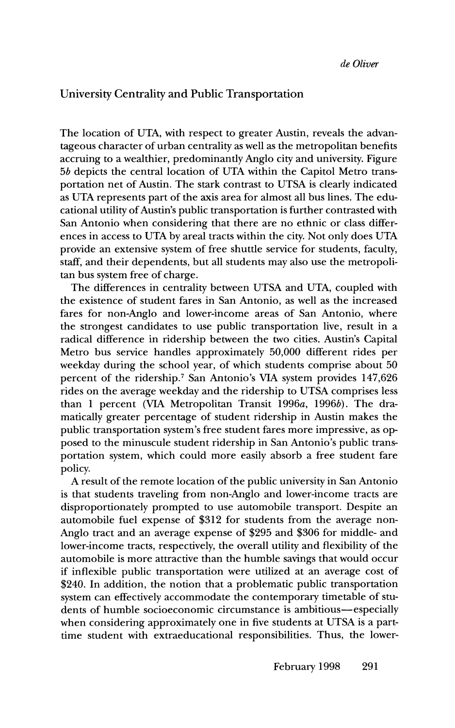## University Centrality and Public Transportation

The location of UTA, with respect to greater Austin, reveals the advantageous character of urban centrality as well as the metropolitan benefits accruing to a wealthier, predominantly Anglo city and university. Figure 5*b* depicts the central location of UTA within the Capitol Metro transportation net of Austin. The stark contrast to UTSA is clearly indicated as UTA represents part of the axis area for almost all bus lines. The educational utility of Austin's public transportation is further contrasted with San Antonio when considering that there are no ethnic or class differences in access to UTA by areal tracts within the city. Not only does UTA provide an extensive system of free shuttle service for students, faculty, staff, and their dependents, but all students may also use the metropolitan bus system free of charge.

The differences in centrality between UTSA and UTA, coupled with the existence of student fares in San Antonio, as well as the increased fares for non-Anglo and lower-income areas of San Antonio, where the strongest candidates to use public transportation live, result in a radical difference in ridership between the two cities. Austin's Capital Metro bus service handles approximately 50,000 different rides per weekday during the school year, of which students comprise about 50 percent of the ridership.[7] San Antonio's VIA system provides 147,626 rides on the average weekday and the ridership to UTSA comprises less than 1 percent (VIA Metropolitan Transit 1996*a*, 1996*b*). The dramatically greater percentage of student ridership in Austin makes the public transportation system's free student fares more impressive, as opposed to the minuscule student ridership in San Antonio's public transportation system, which could more easily absorb a free student fare policy.

A result of the remote location of the public university in San Antonio is that students traveling from non-Anglo and lower-income tracts are disproportionately prompted to use automobile transport. Despite an automobile fuel expense of $312 for students from the average non-Anglo tract and an average expense of $295 and $306 for middle- and lower-income tracts, respectively, the overall utility and flexibility of the automobile is more attractive than the humble savings that would occur if inflexible public transportation were utilized at an average cost of $240. In addition, the notion that a problematic public transportation system can effectively accommodate the contemporary timetable of students of humble socioeconomic circumstance is ambitious—especially when considering approximately one in five students at UTSA is a part-time student with extraeducational responsibilities. Thus, the lower-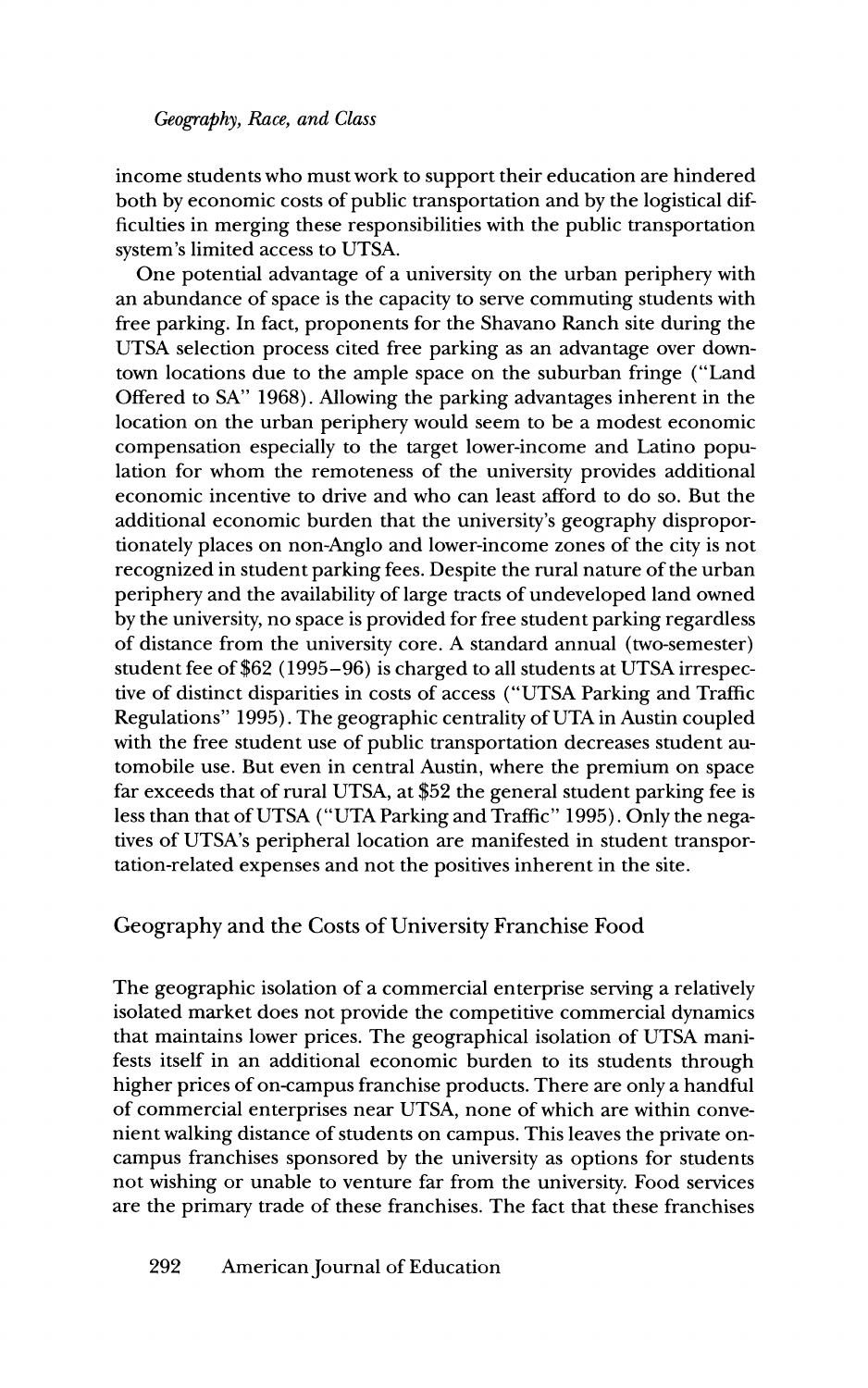income students who must work to support their education are hindered both by economic costs of public transportation and by the logistical difficulties in merging these responsibilities with the public transportation system's limited access to UTSA.

One potential advantage of a university on the urban periphery with an abundance of space is the capacity to serve commuting students with free parking. In fact, proponents for the Shavano Ranch site during the UTSA selection process cited free parking as an advantage over downtown locations due to the ample space on the suburban fringe ("Land Offered to SA" 1968). Allowing the parking advantages inherent in the location on the urban periphery would seem to be a modest economic compensation especially to the target lower-income and Latino population for whom the remoteness of the university provides additional economic incentive to drive and who can least afford to do so. But the additional economic burden that the university's geography disproportionately places on non-Anglo and lower-income zones of the city is not recognized in student parking fees. Despite the rural nature of the urban periphery and the availability of large tracts of undeveloped land owned by the university, no space is provided for free student parking regardless of distance from the university core. A standard annual (two-semester) student fee of $62 (1995–96) is charged to all students at UTSA irrespective of distinct disparities in costs of access ("UTSA Parking and Traffic Regulations" 1995). The geographic centrality of UTA in Austin coupled with the free student use of public transportation decreases student automobile use. But even in central Austin, where the premium on space far exceeds that of rural UTSA, at $52 the general student parking fee is less than that of UTSA ("UTA Parking and Traffic" 1995). Only the negatives of UTSA's peripheral location are manifested in student transportation-related expenses and not the positives inherent in the site.

## Geography and the Costs of University Franchise Food

The geographic isolation of a commercial enterprise serving a relatively isolated market does not provide the competitive commercial dynamics that maintains lower prices. The geographical isolation of UTSA manifests itself in an additional economic burden to its students through higher prices of on-campus franchise products. There are only a handful of commercial enterprises near UTSA, none of which are within convenient walking distance of students on campus. This leaves the private on-campus franchises sponsored by the university as options for students not wishing or unable to venture far from the university. Food services are the primary trade of these franchises. The fact that these franchises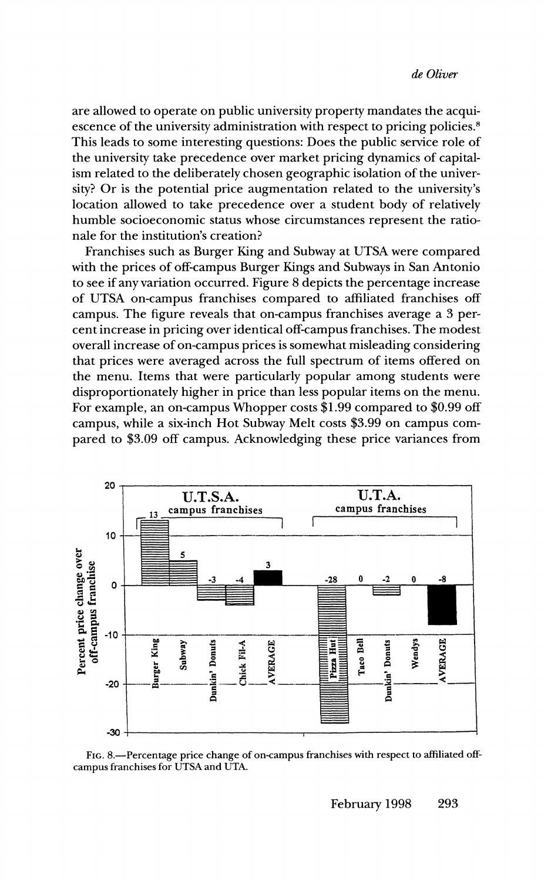are allowed to operate on public university property mandates the acquiescence of the university administration with respect to pricing policies.[8] This leads to some interesting questions: Does the public service role of the university take precedence over market pricing dynamics of capitalism related to the deliberately chosen geographic isolation of the university? Or is the potential price augmentation related to the university's location allowed to take precedence over a student body of relatively humble socioeconomic status whose circumstances represent the rationale for the institution's creation?

Franchises such as Burger King and Subway at UTSA were compared with the prices of off-campus Burger Kings and Subways in San Antonio to see if any variation occurred. Figure 8 depicts the percentage increase of UTSA on-campus franchises compared to affiliated franchises off campus. The figure reveals that on-campus franchises average a 3 percent increase in pricing over identical off-campus franchises. The modest overall increase of on-campus prices is somewhat misleading considering that prices were averaged across the full spectrum of items offered on the menu. Items that were particularly popular among students were disproportionately higher in price than less popular items on the menu. For example, an on-campus Whopper costs $1.99 compared to $0.99 off campus, while a six-inch Hot Subway Melt costs $3.99 on campus compared to $3.09 off campus. Acknowledging these price variances from

FIG. 8.—Percentage price change of on-campus franchises with respect to affiliated off-campus franchises for UTSA and UTA.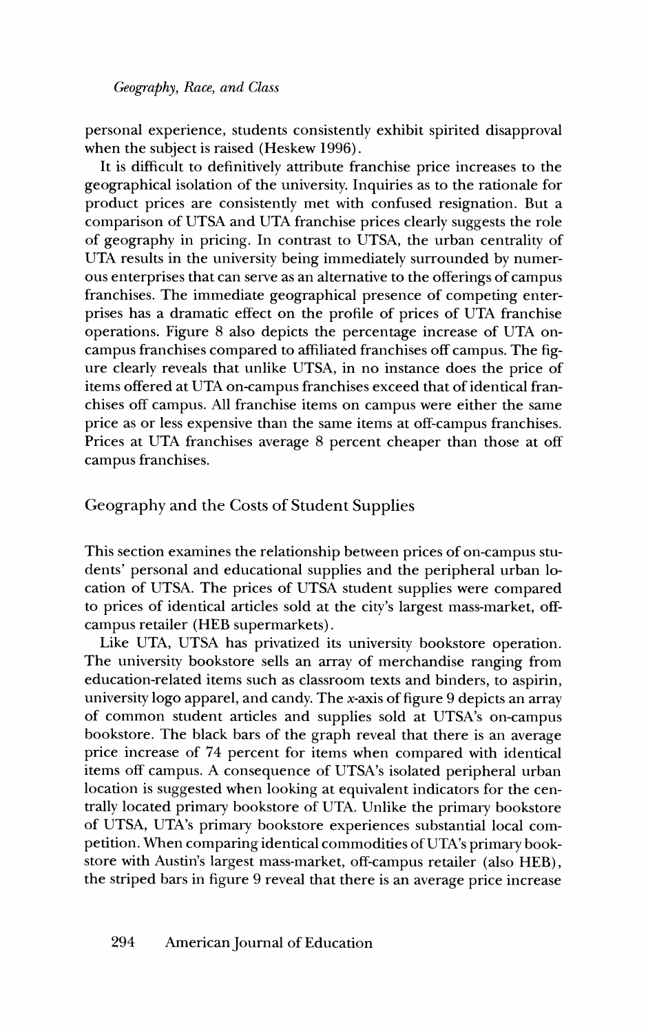personal experience, students consistently exhibit spirited disapproval when the subject is raised (Heskew 1996).

It is difficult to definitively attribute franchise price increases to the geographical isolation of the university. Inquiries as to the rationale for product prices are consistently met with confused resignation. But a comparison of UTSA and UTA franchise prices clearly suggests the role of geography in pricing. In contrast to UTSA, the urban centrality of UTA results in the university being immediately surrounded by numerous enterprises that can serve as an alternative to the offerings of campus franchises. The immediate geographical presence of competing enterprises has a dramatic effect on the profile of prices of UTA franchise operations. Figure 8 also depicts the percentage increase of UTA on-campus franchises compared to affiliated franchises off campus. The figure clearly reveals that unlike UTSA, in no instance does the price of items offered at UTA on-campus franchises exceed that of identical franchises off campus. All franchise items on campus were either the same price as or less expensive than the same items at off-campus franchises. Prices at UTA franchises average 8 percent cheaper than those at off campus franchises.

## Geography and the Costs of Student Supplies

This section examines the relationship between prices of on-campus students' personal and educational supplies and the peripheral urban location of UTSA. The prices of UTSA student supplies were compared to prices of identical articles sold at the city's largest mass-market, off-campus retailer (HEB supermarkets).

Like UTA, UTSA has privatized its university bookstore operation. The university bookstore sells an array of merchandise ranging from education-related items such as classroom texts and binders, to aspirin, university logo apparel, and candy. The *x*-axis of figure 9 depicts an array of common student articles and supplies sold at UTSA's on-campus bookstore. The black bars of the graph reveal that there is an average price increase of 74 percent for items when compared with identical items off campus. A consequence of UTSA's isolated peripheral urban location is suggested when looking at equivalent indicators for the centrally located primary bookstore of UTA. Unlike the primary bookstore of UTSA, UTA's primary bookstore experiences substantial local competition. When comparing identical commodities of UTA's primary bookstore with Austin's largest mass-market, off-campus retailer (also HEB), the striped bars in figure 9 reveal that there is an average price increase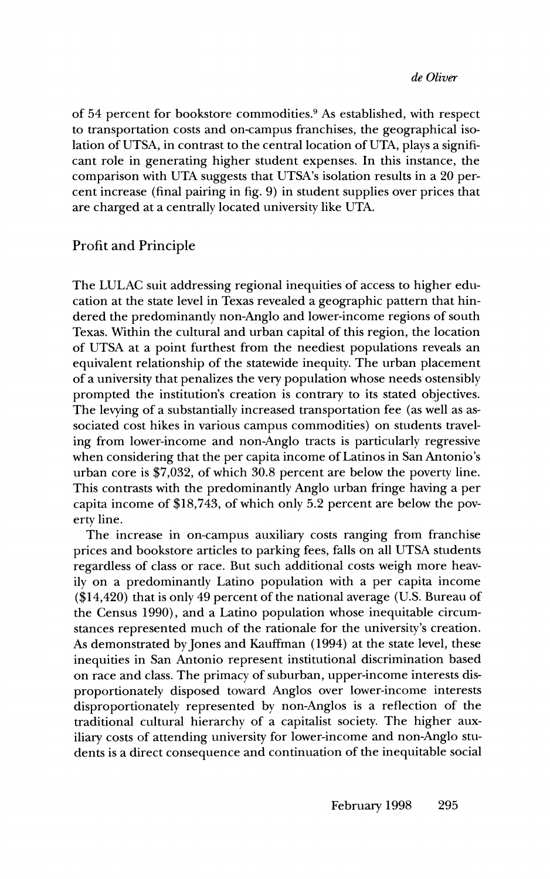of 54 percent for bookstore commodities.[9] As established, with respect to transportation costs and on-campus franchises, the geographical isolation of UTSA, in contrast to the central location of UTA, plays a significant role in generating higher student expenses. In this instance, the comparison with UTA suggests that UTSA's isolation results in a 20 percent increase (final pairing in fig. 9) in student supplies over prices that are charged at a centrally located university like UTA.

## Profit and Principle

The LULAC suit addressing regional inequities of access to higher education at the state level in Texas revealed a geographic pattern that hindered the predominantly non-Anglo and lower-income regions of south Texas. Within the cultural and urban capital of this region, the location of UTSA at a point furthest from the neediest populations reveals an equivalent relationship of the statewide inequity. The urban placement of a university that penalizes the very population whose needs ostensibly prompted the institution's creation is contrary to its stated objectives. The levying of a substantially increased transportation fee (as well as associated cost hikes in various campus commodities) on students traveling from lower-income and non-Anglo tracts is particularly regressive when considering that the per capita income of Latinos in San Antonio's urban core is $7,032, of which 30.8 percent are below the poverty line. This contrasts with the predominantly Anglo urban fringe having a per capita income of $18,743, of which only 5.2 percent are below the poverty line.

The increase in on-campus auxiliary costs ranging from franchise prices and bookstore articles to parking fees, falls on all UTSA students regardless of class or race. But such additional costs weigh more heavily on a predominantly Latino population with a per capita income ($14,420) that is only 49 percent of the national average (U.S. Bureau of the Census 1990), and a Latino population whose inequitable circumstances represented much of the rationale for the university's creation. As demonstrated by Jones and Kauffman (1994) at the state level, these inequities in San Antonio represent institutional discrimination based on race and class. The primacy of suburban, upper-income interests disproportionately disposed toward Anglos over lower-income interests disproportionately represented by non-Anglos is a reflection of the traditional cultural hierarchy of a capitalist society. The higher auxiliary costs of attending university for lower-income and non-Anglo students is a direct consequence and continuation of the inequitable social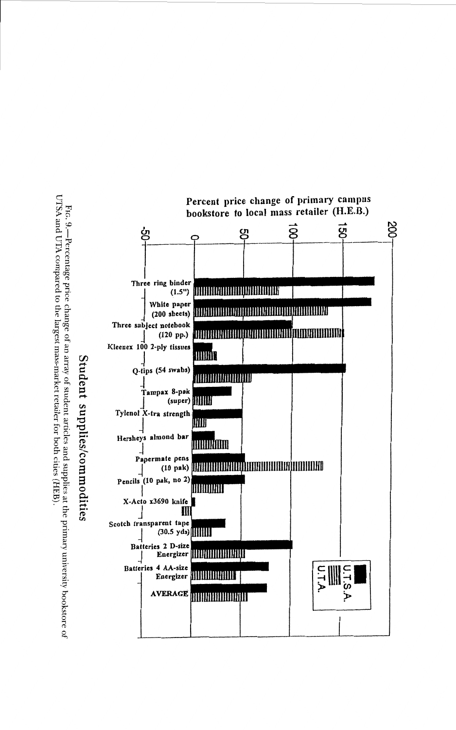## Student supplies/commodities

**Percent price change of primary campus bookstore to local mass retailer (H.E.B.)**

-50  0  50  100  150  200

- Three ring binder (1.5")
- White paper (200 sheets)
- Three subject notebook (120 pp.)
- Kleenex 100 2-ply tissues
- Q-tips (54 swabs)
- Tampax 8-pak (super)
- Tylenol X-tra strength
- Hersheys almond bar
- Papermate pens (10 pak)
- Pencils (10 pak, no 2)
- X-Acto x3690 knife
- Scotch transparent tape (30.5 yds)
- Batteries 2 D-size Energizer
- Batteries 4 AA-size Energizer
- AVERAGE

U.T.S.A.
U.T.A.

Fig. 9.—Percentage price change of an array of student articles and supplies at the primary university bookstore of UTSA and UTA compared to the largest mass-market retailer for both cities (HEB).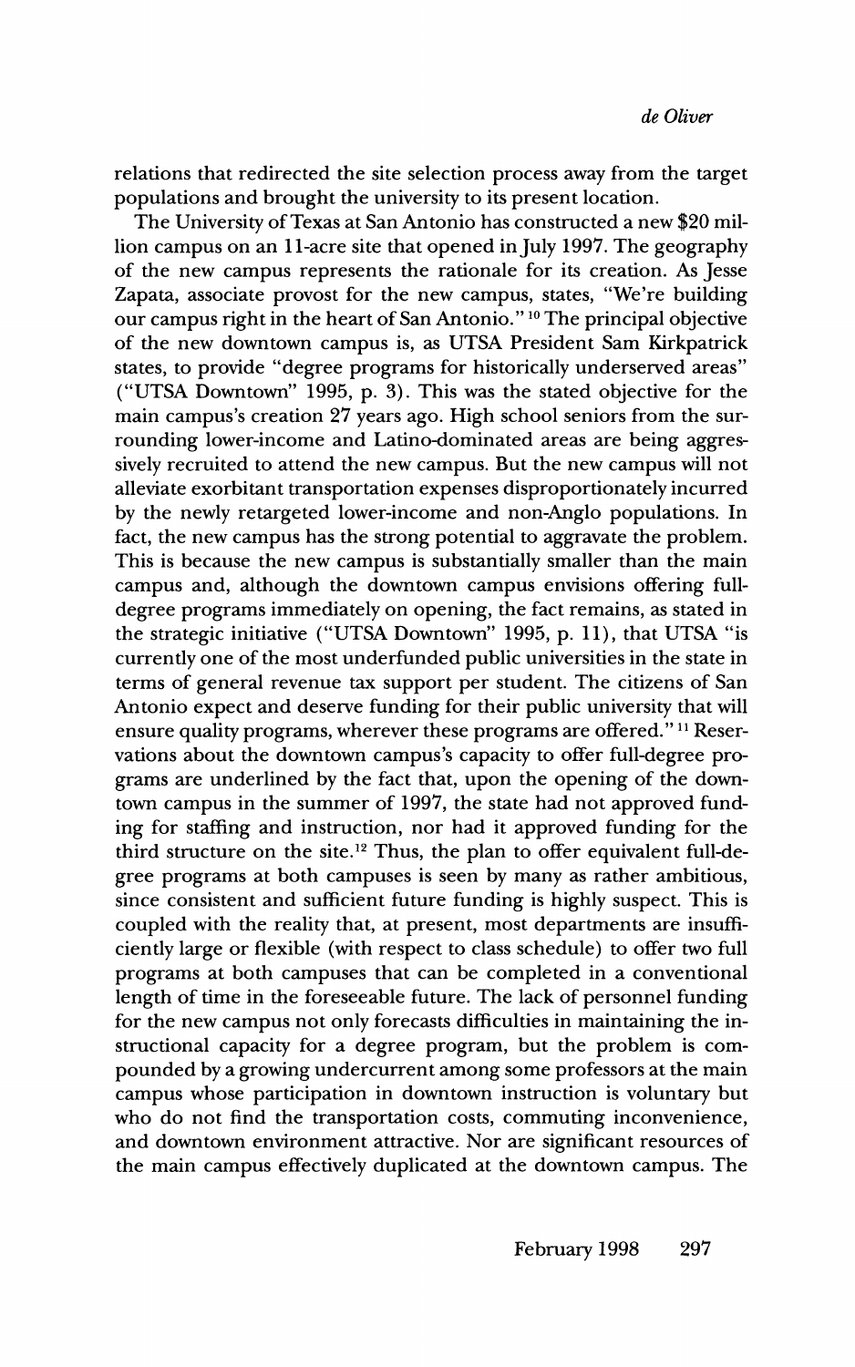relations that redirected the site selection process away from the target populations and brought the university to its present location.

The University of Texas at San Antonio has constructed a new $20 million campus on an 11-acre site that opened in July 1997. The geography of the new campus represents the rationale for its creation. As Jesse Zapata, associate provost for the new campus, states, "We're building our campus right in the heart of San Antonio."[10] The principal objective of the new downtown campus is, as UTSA President Sam Kirkpatrick states, to provide "degree programs for historically underserved areas" ("UTSA Downtown" 1995, p. 3). This was the stated objective for the main campus's creation 27 years ago. High school seniors from the surrounding lower-income and Latino-dominated areas are being aggressively recruited to attend the new campus. But the new campus will not alleviate exorbitant transportation expenses disproportionately incurred by the newly retargeted lower-income and non-Anglo populations. In fact, the new campus has the strong potential to aggravate the problem. This is because the new campus is substantially smaller than the main campus and, although the downtown campus envisions offering full-degree programs immediately on opening, the fact remains, as stated in the strategic initiative ("UTSA Downtown" 1995, p. 11), that UTSA "is currently one of the most underfunded public universities in the state in terms of general revenue tax support per student. The citizens of San Antonio expect and deserve funding for their public university that will ensure quality programs, wherever these programs are offered."[11] Reservations about the downtown campus's capacity to offer full-degree programs are underlined by the fact that, upon the opening of the downtown campus in the summer of 1997, the state had not approved funding for staffing and instruction, nor had it approved funding for the third structure on the site.[12] Thus, the plan to offer equivalent full-degree programs at both campuses is seen by many as rather ambitious, since consistent and sufficient future funding is highly suspect. This is coupled with the reality that, at present, most departments are insufficiently large or flexible (with respect to class schedule) to offer two full programs at both campuses that can be completed in a conventional length of time in the foreseeable future. The lack of personnel funding for the new campus not only forecasts difficulties in maintaining the instructional capacity for a degree program, but the problem is compounded by a growing undercurrent among some professors at the main campus whose participation in downtown instruction is voluntary but who do not find the transportation costs, commuting inconvenience, and downtown environment attractive. Nor are significant resources of the main campus effectively duplicated at the downtown campus. The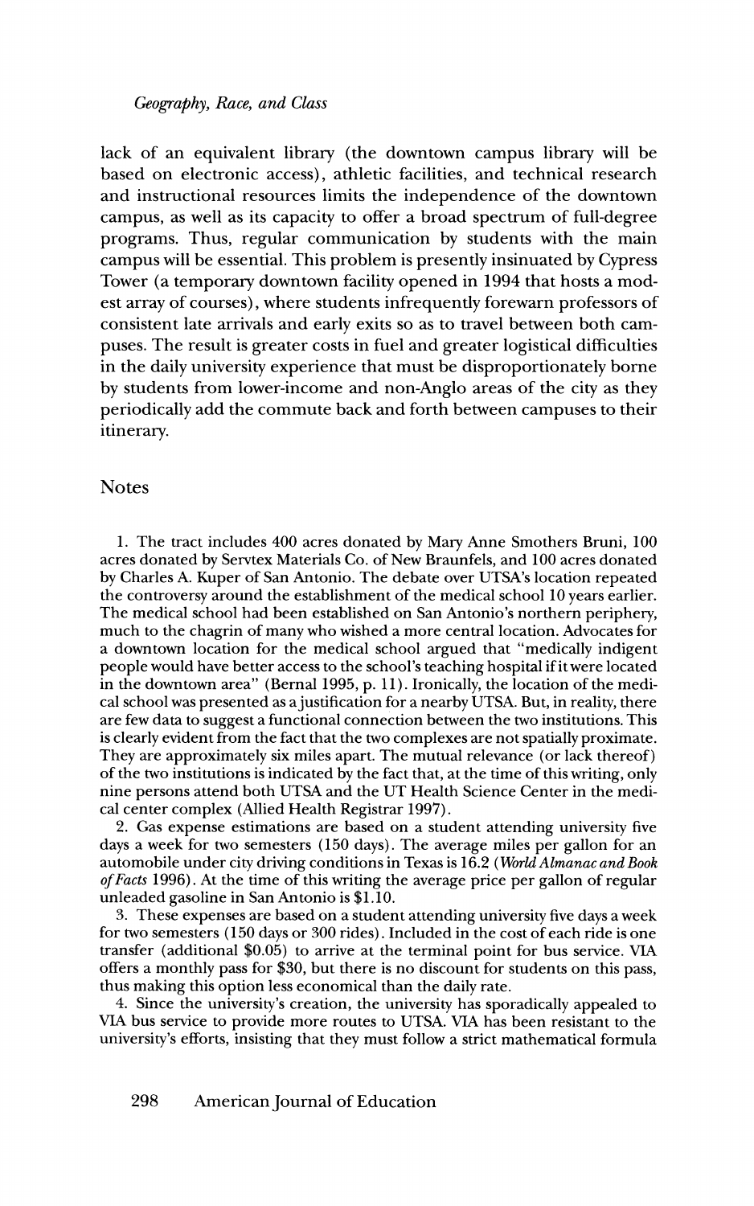lack of an equivalent library (the downtown campus library will be based on electronic access), athletic facilities, and technical research and instructional resources limits the independence of the downtown campus, as well as its capacity to offer a broad spectrum of full-degree programs. Thus, regular communication by students with the main campus will be essential. This problem is presently insinuated by Cypress Tower (a temporary downtown facility opened in 1994 that hosts a modest array of courses), where students infrequently forewarn professors of consistent late arrivals and early exits so as to travel between both campuses. The result is greater costs in fuel and greater logistical difficulties in the daily university experience that must be disproportionately borne by students from lower-income and non-Anglo areas of the city as they periodically add the commute back and forth between campuses to their itinerary.

## Notes

1. The tract includes 400 acres donated by Mary Anne Smothers Bruni, 100 acres donated by Servtex Materials Co. of New Braunfels, and 100 acres donated by Charles A. Kuper of San Antonio. The debate over UTSA's location repeated the controversy around the establishment of the medical school 10 years earlier. The medical school had been established on San Antonio's northern periphery, much to the chagrin of many who wished a more central location. Advocates for a downtown location for the medical school argued that "medically indigent people would have better access to the school's teaching hospital if it were located in the downtown area" (Bernal 1995, p. 11). Ironically, the location of the medical school was presented as a justification for a nearby UTSA. But, in reality, there are few data to suggest a functional connection between the two institutions. This is clearly evident from the fact that the two complexes are not spatially proximate. They are approximately six miles apart. The mutual relevance (or lack thereof) of the two institutions is indicated by the fact that, at the time of this writing, only nine persons attend both UTSA and the UT Health Science Center in the medical center complex (Allied Health Registrar 1997).

2. Gas expense estimations are based on a student attending university five days a week for two semesters (150 days). The average miles per gallon for an automobile under city driving conditions in Texas is 16.2 (*World Almanac and Book of Facts* 1996). At the time of this writing the average price per gallon of regular unleaded gasoline in San Antonio is $1.10.

3. These expenses are based on a student attending university five days a week for two semesters (150 days or 300 rides). Included in the cost of each ride is one transfer (additional $0.05) to arrive at the terminal point for bus service. VIA offers a monthly pass for $30, but there is no discount for students on this pass, thus making this option less economical than the daily rate.

4. Since the university's creation, the university has sporadically appealed to VIA bus service to provide more routes to UTSA. VIA has been resistant to the university's efforts, insisting that they must follow a strict mathematical formula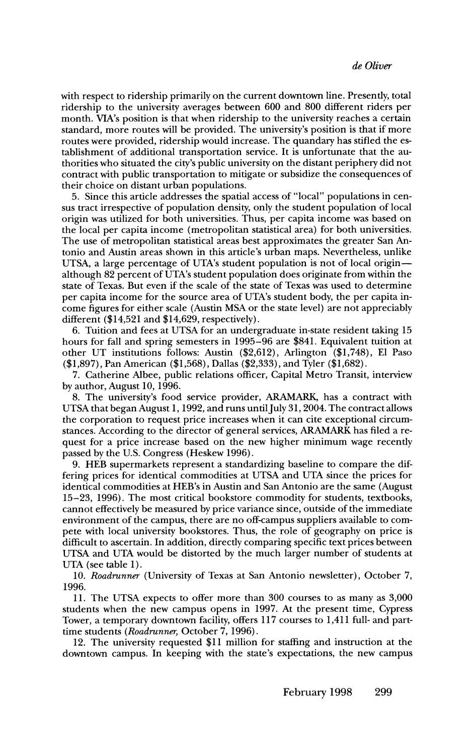with respect to ridership primarily on the current downtown line. Presently, total ridership to the university averages between 600 and 800 different riders per month. VIA's position is that when ridership to the university reaches a certain standard, more routes will be provided. The university's position is that if more routes were provided, ridership would increase. The quandary has stifled the establishment of additional transportation service. It is unfortunate that the authorities who situated the city's public university on the distant periphery did not contract with public transportation to mitigate or subsidize the consequences of their choice on distant urban populations.

5. Since this article addresses the spatial access of "local" populations in census tract irrespective of population density, only the student population of local origin was utilized for both universities. Thus, per capita income was based on the local per capita income (metropolitan statistical area) for both universities. The use of metropolitan statistical areas best approximates the greater San Antonio and Austin areas shown in this article's urban maps. Nevertheless, unlike UTSA, a large percentage of UTA's student population is not of local origin—although 82 percent of UTA's student population does originate from within the state of Texas. But even if the scale of the state of Texas was used to determine per capita income for the source area of UTA's student body, the per capita income figures for either scale (Austin MSA or the state level) are not appreciably different ($14,521 and $14,629, respectively).

6. Tuition and fees at UTSA for an undergraduate in-state resident taking 15 hours for fall and spring semesters in 1995–96 are $841. Equivalent tuition at other UT institutions follows: Austin ($2,612), Arlington ($1,748), El Paso ($1,897), Pan American ($1,568), Dallas ($2,333), and Tyler ($1,682).

7. Catherine Albee, public relations officer, Capital Metro Transit, interview by author, August 10, 1996.

8. The university's food service provider, ARAMARK, has a contract with UTSA that began August 1, 1992, and runs until July 31, 2004. The contract allows the corporation to request price increases when it can cite exceptional circumstances. According to the director of general services, ARAMARK has filed a request for a price increase based on the new higher minimum wage recently passed by the U.S. Congress (Heskew 1996).

9. HEB supermarkets represent a standardizing baseline to compare the differing prices for identical commodities at UTSA and UTA since the prices for identical commodities at HEB's in Austin and San Antonio are the same (August 15–23, 1996). The most critical bookstore commodity for students, textbooks, cannot effectively be measured by price variance since, outside of the immediate environment of the campus, there are no off-campus suppliers available to compete with local university bookstores. Thus, the role of geography on price is difficult to ascertain. In addition, directly comparing specific text prices between UTSA and UTA would be distorted by the much larger number of students at UTA (see table 1).

10. *Roadrunner* (University of Texas at San Antonio newsletter), October 7, 1996.

11. The UTSA expects to offer more than 300 courses to as many as 3,000 students when the new campus opens in 1997. At the present time, Cypress Tower, a temporary downtown facility, offers 117 courses to 1,411 full- and part-time students (*Roadrunner*, October 7, 1996).

12. The university requested $11 million for staffing and instruction at the downtown campus. In keeping with the state's expectations, the new campus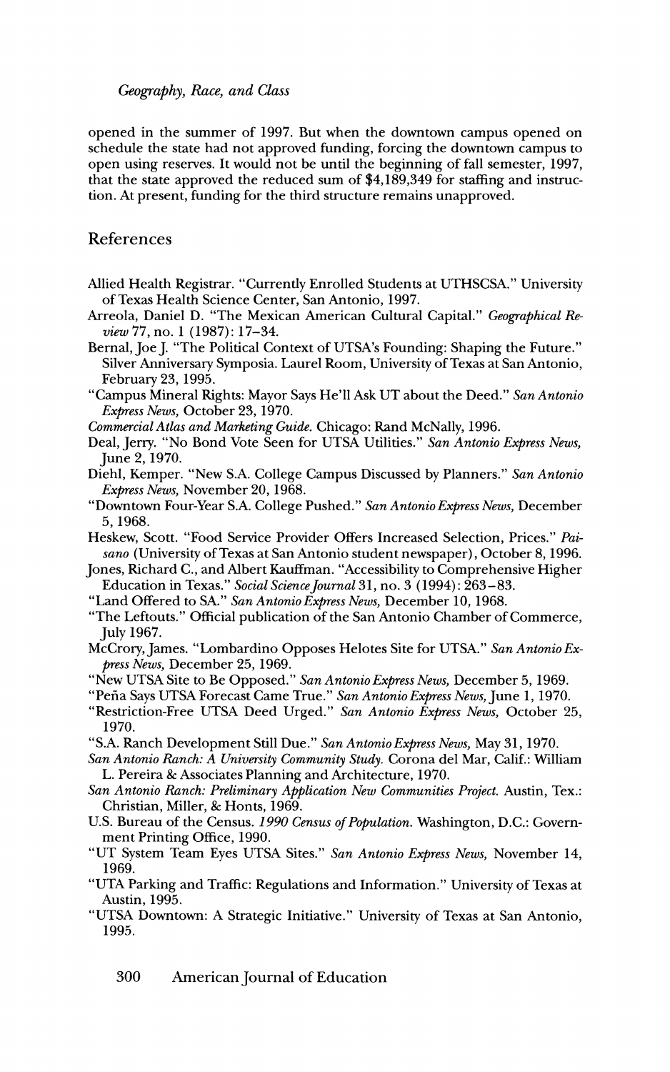opened in the summer of 1997. But when the downtown campus opened on schedule the state had not approved funding, forcing the downtown campus to open using reserves. It would not be until the beginning of fall semester, 1997, that the state approved the reduced sum of $4,189,349 for staffing and instruction. At present, funding for the third structure remains unapproved.

## References

Allied Health Registrar. "Currently Enrolled Students at UTHSCSA." University of Texas Health Science Center, San Antonio, 1997.

Arreola, Daniel D. "The Mexican American Cultural Capital." *Geographical Review* 77, no. 1 (1987): 17–34.

Bernal, Joe J. "The Political Context of UTSA's Founding: Shaping the Future." Silver Anniversary Symposia. Laurel Room, University of Texas at San Antonio, February 23, 1995.

"Campus Mineral Rights: Mayor Says He'll Ask UT about the Deed." *San Antonio Express News,* October 23, 1970.

*Commercial Atlas and Marketing Guide.* Chicago: Rand McNally, 1996.

Deal, Jerry. "No Bond Vote Seen for UTSA Utilities." *San Antonio Express News,* June 2, 1970.

Diehl, Kemper. "New S.A. College Campus Discussed by Planners." *San Antonio Express News,* November 20, 1968.

"Downtown Four-Year S.A. College Pushed." *San Antonio Express News,* December 5, 1968.

Heskew, Scott. "Food Service Provider Offers Increased Selection, Prices." *Paisano* (University of Texas at San Antonio student newspaper), October 8, 1996.

Jones, Richard C., and Albert Kauffman. "Accessibility to Comprehensive Higher Education in Texas." *Social Science Journal* 31, no. 3 (1994): 263–83.

"Land Offered to SA." *San Antonio Express News,* December 10, 1968.

"The Leftouts." Official publication of the San Antonio Chamber of Commerce, July 1967.

McCrory, James. "Lombardino Opposes Helotes Site for UTSA." *San Antonio Express News,* December 25, 1969.

"New UTSA Site to Be Opposed." *San Antonio Express News,* December 5, 1969.

"Peña Says UTSA Forecast Came True." *San Antonio Express News,* June 1, 1970.

"Restriction-Free UTSA Deed Urged." *San Antonio Express News,* October 25, 1970.

"S.A. Ranch Development Still Due." *San Antonio Express News,* May 31, 1970.

*San Antonio Ranch: A University Community Study.* Corona del Mar, Calif.: William L. Pereira & Associates Planning and Architecture, 1970.

*San Antonio Ranch: Preliminary Application New Communities Project.* Austin, Tex.: Christian, Miller, & Honts, 1969.

U.S. Bureau of the Census. *1990 Census of Population.* Washington, D.C.: Government Printing Office, 1990.

"UT System Team Eyes UTSA Sites." *San Antonio Express News,* November 14, 1969.

"UTA Parking and Traffic: Regulations and Information." University of Texas at Austin, 1995.

"UTSA Downtown: A Strategic Initiative." University of Texas at San Antonio, 1995.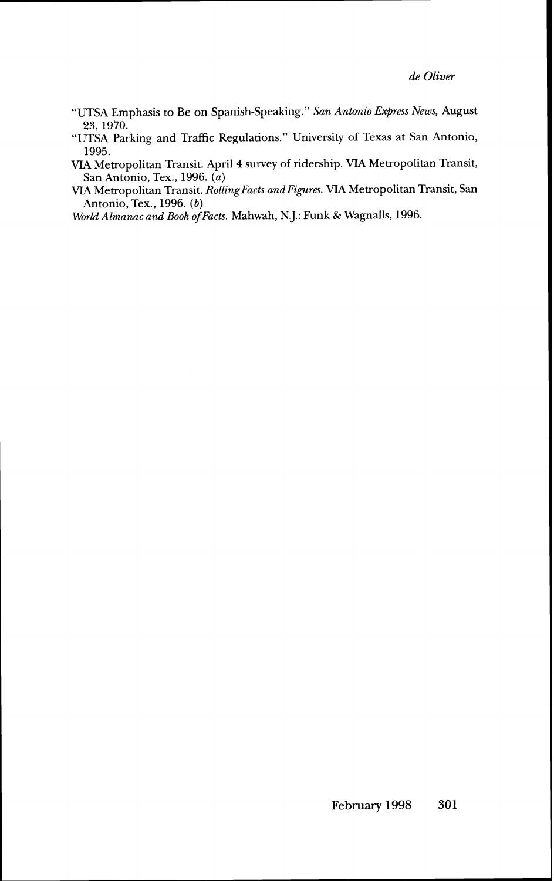"UTSA Emphasis to Be on Spanish-Speaking." *San Antonio Express News*, August 23, 1970.

"UTSA Parking and Traffic Regulations." University of Texas at San Antonio, 1995.

VIA Metropolitan Transit. April 4 survey of ridership. VIA Metropolitan Transit, San Antonio, Tex., 1996. (*a*)

VIA Metropolitan Transit. *Rolling Facts and Figures.* VIA Metropolitan Transit, San Antonio, Tex., 1996. (*b*)

*World Almanac and Book of Facts.* Mahwah, N.J.: Funk & Wagnalls, 1996.